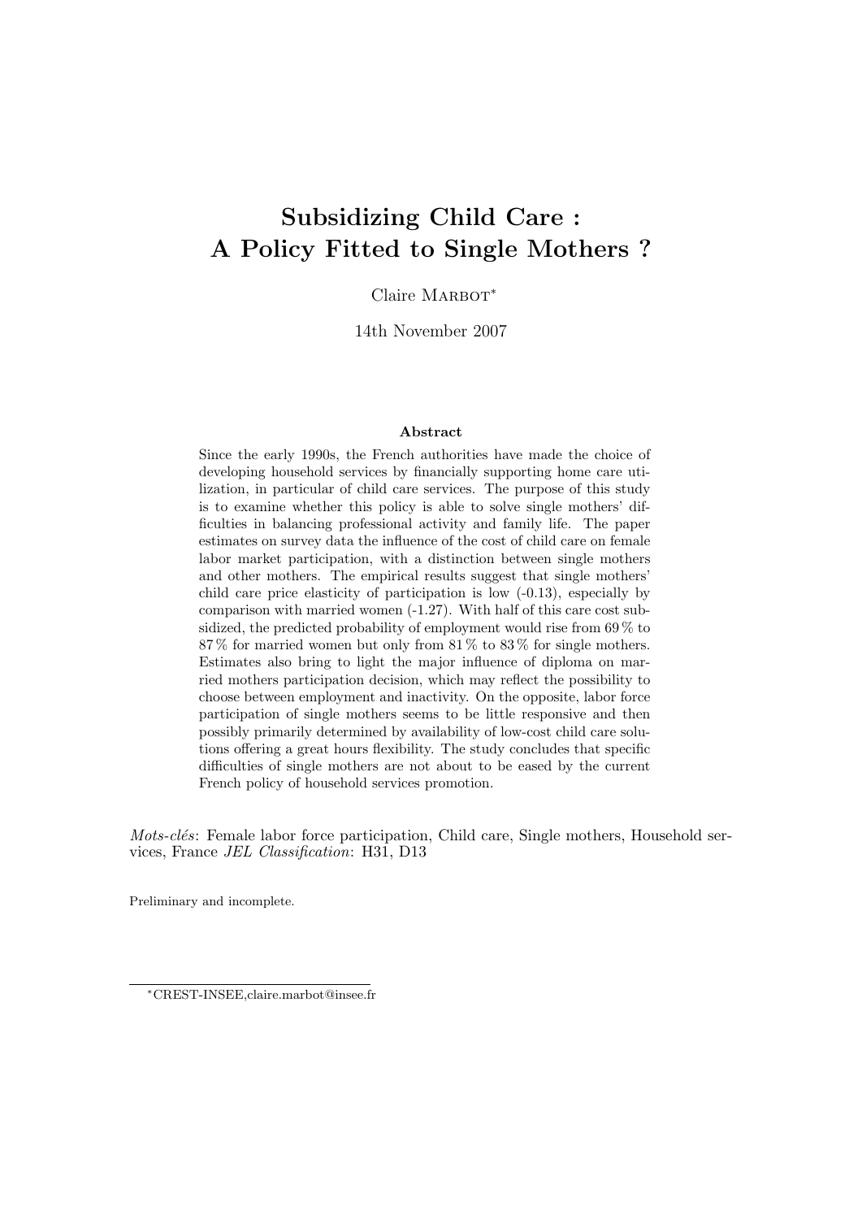# Subsidizing Child Care : A Policy Fitted to Single Mothers ?

Claire Marbot[*]

14th November 2007

### Abstract

Since the early 1990s, the French authorities have made the choice of developing household services by financially supporting home care utilization, in particular of child care services. The purpose of this study is to examine whether this policy is able to solve single mothers' difficulties in balancing professional activity and family life. The paper estimates on survey data the influence of the cost of child care on female labor market participation, with a distinction between single mothers and other mothers. The empirical results suggest that single mothers' child care price elasticity of participation is low (-0.13), especially by comparison with married women (-1.27). With half of this care cost subsidized, the predicted probability of employment would rise from 69 % to 87 % for married women but only from 81 % to 83 % for single mothers. Estimates also bring to light the major influence of diploma on married mothers participation decision, which may reflect the possibility to choose between employment and inactivity. On the opposite, labor force participation of single mothers seems to be little responsive and then possibly primarily determined by availability of low-cost child care solutions offering a great hours flexibility. The study concludes that specific difficulties of single mothers are not about to be eased by the current French policy of household services promotion.

*Mots-clés*: Female labor force participation, Child care, Single mothers, Household services, France *JEL Classification*: H31, D13

Preliminary and incomplete.

[*] CREST-INSEE,claire.marbot@insee.fr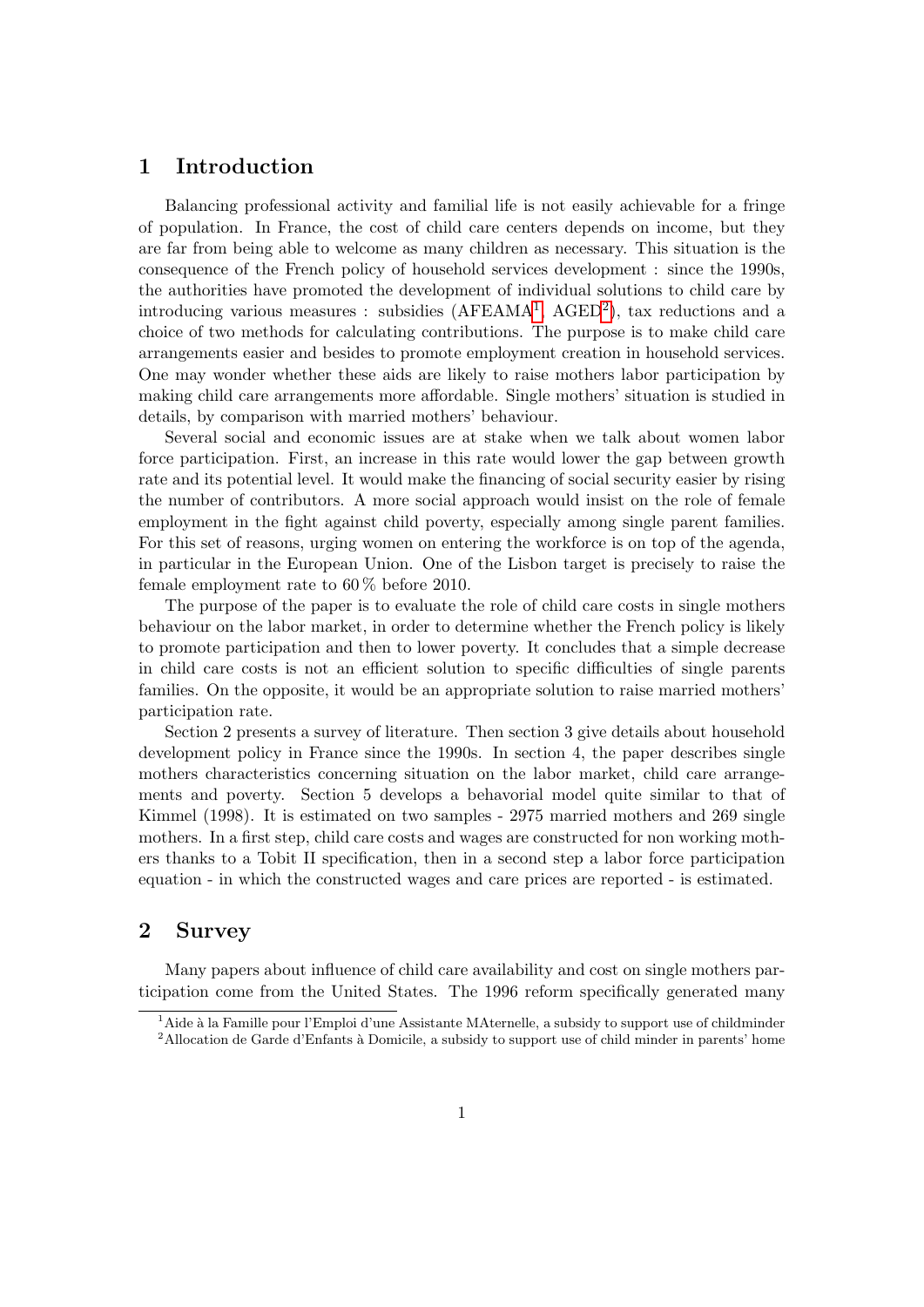# 1 Introduction

Balancing professional activity and familial life is not easily achievable for a fringe of population. In France, the cost of child care centers depends on income, but they are far from being able to welcome as many children as necessary. This situation is the consequence of the French policy of household services development : since the 1990s, the authorities have promoted the development of individual solutions to child care by introducing various measures : subsidies (AFEAMA[1], AGED[2]), tax reductions and a choice of two methods for calculating contributions. The purpose is to make child care arrangements easier and besides to promote employment creation in household services. One may wonder whether these aids are likely to raise mothers labor participation by making child care arrangements more affordable. Single mothers' situation is studied in details, by comparison with married mothers' behaviour.

Several social and economic issues are at stake when we talk about women labor force participation. First, an increase in this rate would lower the gap between growth rate and its potential level. It would make the financing of social security easier by rising the number of contributors. A more social approach would insist on the role of female employment in the fight against child poverty, especially among single parent families. For this set of reasons, urging women on entering the workforce is on top of the agenda, in particular in the European Union. One of the Lisbon target is precisely to raise the female employment rate to 60 % before 2010.

The purpose of the paper is to evaluate the role of child care costs in single mothers behaviour on the labor market, in order to determine whether the French policy is likely to promote participation and then to lower poverty. It concludes that a simple decrease in child care costs is not an efficient solution to specific difficulties of single parents families. On the opposite, it would be an appropriate solution to raise married mothers' participation rate.

Section 2 presents a survey of literature. Then section 3 give details about household development policy in France since the 1990s. In section 4, the paper describes single mothers characteristics concerning situation on the labor market, child care arrangements and poverty. Section 5 develops a behavorial model quite similar to that of Kimmel (1998). It is estimated on two samples - 2975 married mothers and 269 single mothers. In a first step, child care costs and wages are constructed for non working mothers thanks to a Tobit II specification, then in a second step a labor force participation equation - in which the constructed wages and care prices are reported - is estimated.

# 2 Survey

Many papers about influence of child care availability and cost on single mothers participation come from the United States. The 1996 reform specifically generated many

[1] Aide à la Famille pour l'Emploi d'une Assistante MAternelle, a subsidy to support use of childminder

[2] Allocation de Garde d'Enfants à Domicile, a subsidy to support use of child minder in parents' home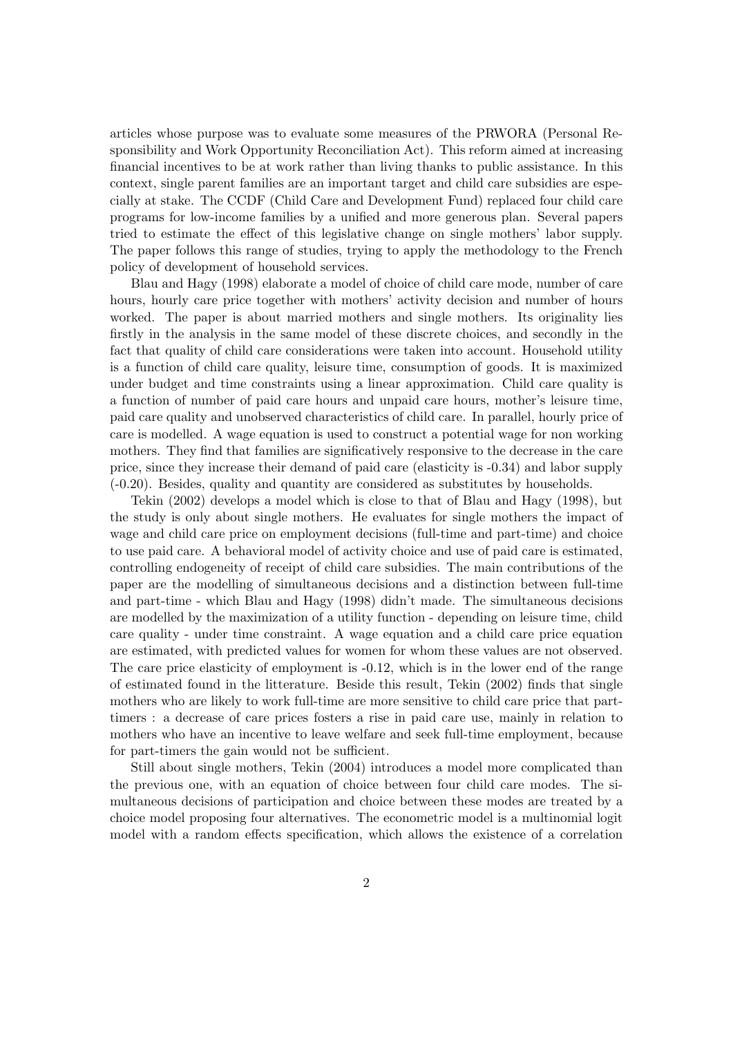articles whose purpose was to evaluate some measures of the PRWORA (Personal Responsibility and Work Opportunity Reconciliation Act). This reform aimed at increasing financial incentives to be at work rather than living thanks to public assistance. In this context, single parent families are an important target and child care subsidies are especially at stake. The CCDF (Child Care and Development Fund) replaced four child care programs for low-income families by a unified and more generous plan. Several papers tried to estimate the effect of this legislative change on single mothers' labor supply. The paper follows this range of studies, trying to apply the methodology to the French policy of development of household services.

Blau and Hagy (1998) elaborate a model of choice of child care mode, number of care hours, hourly care price together with mothers' activity decision and number of hours worked. The paper is about married mothers and single mothers. Its originality lies firstly in the analysis in the same model of these discrete choices, and secondly in the fact that quality of child care considerations were taken into account. Household utility is a function of child care quality, leisure time, consumption of goods. It is maximized under budget and time constraints using a linear approximation. Child care quality is a function of number of paid care hours and unpaid care hours, mother's leisure time, paid care quality and unobserved characteristics of child care. In parallel, hourly price of care is modelled. A wage equation is used to construct a potential wage for non working mothers. They find that families are significatively responsive to the decrease in the care price, since they increase their demand of paid care (elasticity is -0.34) and labor supply (-0.20). Besides, quality and quantity are considered as substitutes by households.

Tekin (2002) develops a model which is close to that of Blau and Hagy (1998), but the study is only about single mothers. He evaluates for single mothers the impact of wage and child care price on employment decisions (full-time and part-time) and choice to use paid care. A behavioral model of activity choice and use of paid care is estimated, controlling endogeneity of receipt of child care subsidies. The main contributions of the paper are the modelling of simultaneous decisions and a distinction between full-time and part-time - which Blau and Hagy (1998) didn't made. The simultaneous decisions are modelled by the maximization of a utility function - depending on leisure time, child care quality - under time constraint. A wage equation and a child care price equation are estimated, with predicted values for women for whom these values are not observed. The care price elasticity of employment is -0.12, which is in the lower end of the range of estimated found in the litterature. Beside this result, Tekin (2002) finds that single mothers who are likely to work full-time are more sensitive to child care price that part-timers : a decrease of care prices fosters a rise in paid care use, mainly in relation to mothers who have an incentive to leave welfare and seek full-time employment, because for part-timers the gain would not be sufficient.

Still about single mothers, Tekin (2004) introduces a model more complicated than the previous one, with an equation of choice between four child care modes. The simultaneous decisions of participation and choice between these modes are treated by a choice model proposing four alternatives. The econometric model is a multinomial logit model with a random effects specification, which allows the existence of a correlation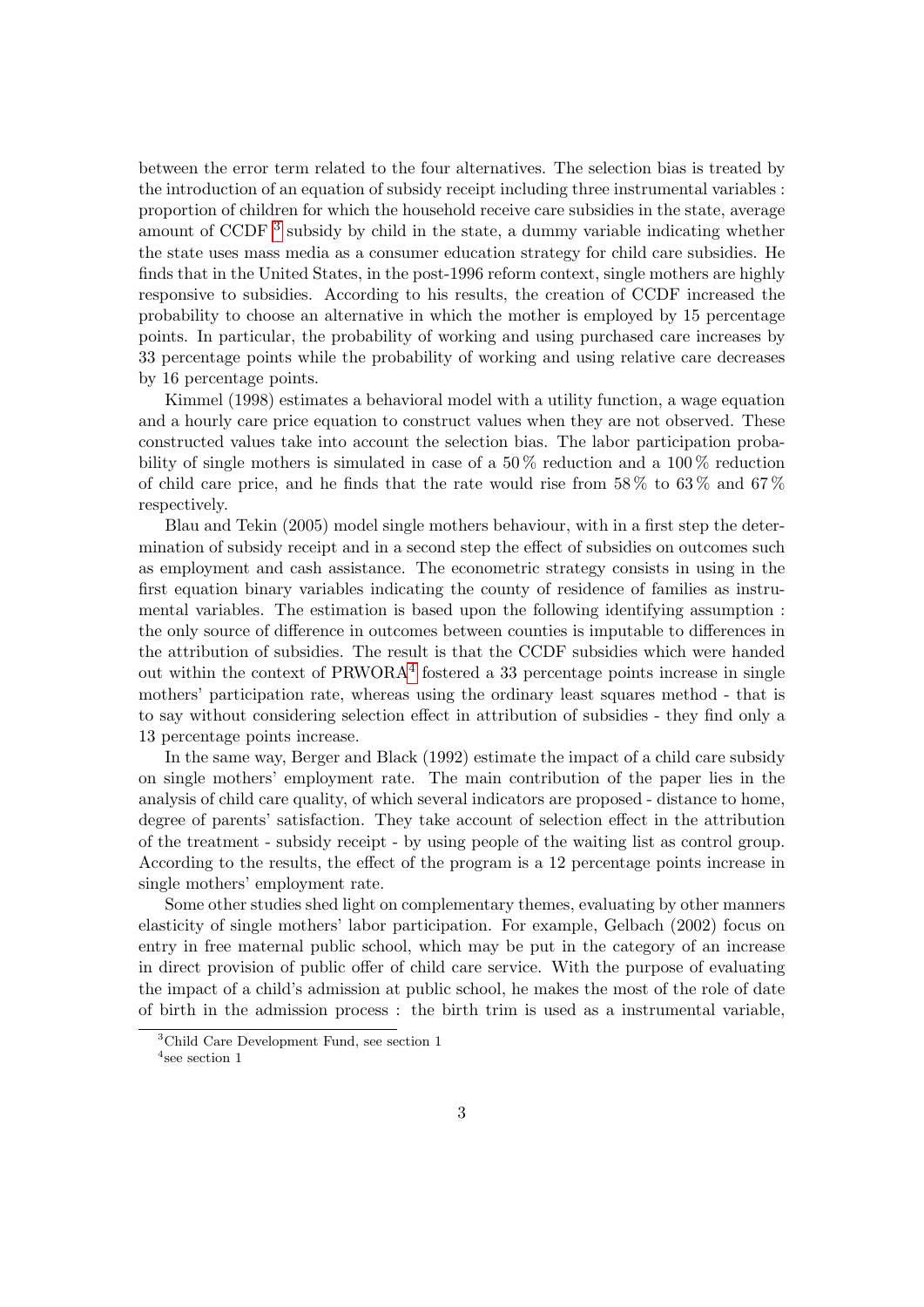between the error term related to the four alternatives. The selection bias is treated by the introduction of an equation of subsidy receipt including three instrumental variables : proportion of children for which the household receive care subsidies in the state, average amount of CCDF [3] subsidy by child in the state, a dummy variable indicating whether the state uses mass media as a consumer education strategy for child care subsidies. He finds that in the United States, in the post-1996 reform context, single mothers are highly responsive to subsidies. According to his results, the creation of CCDF increased the probability to choose an alternative in which the mother is employed by 15 percentage points. In particular, the probability of working and using purchased care increases by 33 percentage points while the probability of working and using relative care decreases by 16 percentage points.

Kimmel (1998) estimates a behavioral model with a utility function, a wage equation and a hourly care price equation to construct values when they are not observed. These constructed values take into account the selection bias. The labor participation probability of single mothers is simulated in case of a 50 % reduction and a 100 % reduction of child care price, and he finds that the rate would rise from 58 % to 63 % and 67 % respectively.

Blau and Tekin (2005) model single mothers behaviour, with in a first step the determination of subsidy receipt and in a second step the effect of subsidies on outcomes such as employment and cash assistance. The econometric strategy consists in using in the first equation binary variables indicating the county of residence of families as instrumental variables. The estimation is based upon the following identifying assumption : the only source of difference in outcomes between counties is imputable to differences in the attribution of subsidies. The result is that the CCDF subsidies which were handed out within the context of PRWORA[4] fostered a 33 percentage points increase in single mothers' participation rate, whereas using the ordinary least squares method - that is to say without considering selection effect in attribution of subsidies - they find only a 13 percentage points increase.

In the same way, Berger and Black (1992) estimate the impact of a child care subsidy on single mothers' employment rate. The main contribution of the paper lies in the analysis of child care quality, of which several indicators are proposed - distance to home, degree of parents' satisfaction. They take account of selection effect in the attribution of the treatment - subsidy receipt - by using people of the waiting list as control group. According to the results, the effect of the program is a 12 percentage points increase in single mothers' employment rate.

Some other studies shed light on complementary themes, evaluating by other manners elasticity of single mothers' labor participation. For example, Gelbach (2002) focus on entry in free maternal public school, which may be put in the category of an increase in direct provision of public offer of child care service. With the purpose of evaluating the impact of a child's admission at public school, he makes the most of the role of date of birth in the admission process : the birth trim is used as a instrumental variable,

[3] Child Care Development Fund, see section 1

[4] see section 1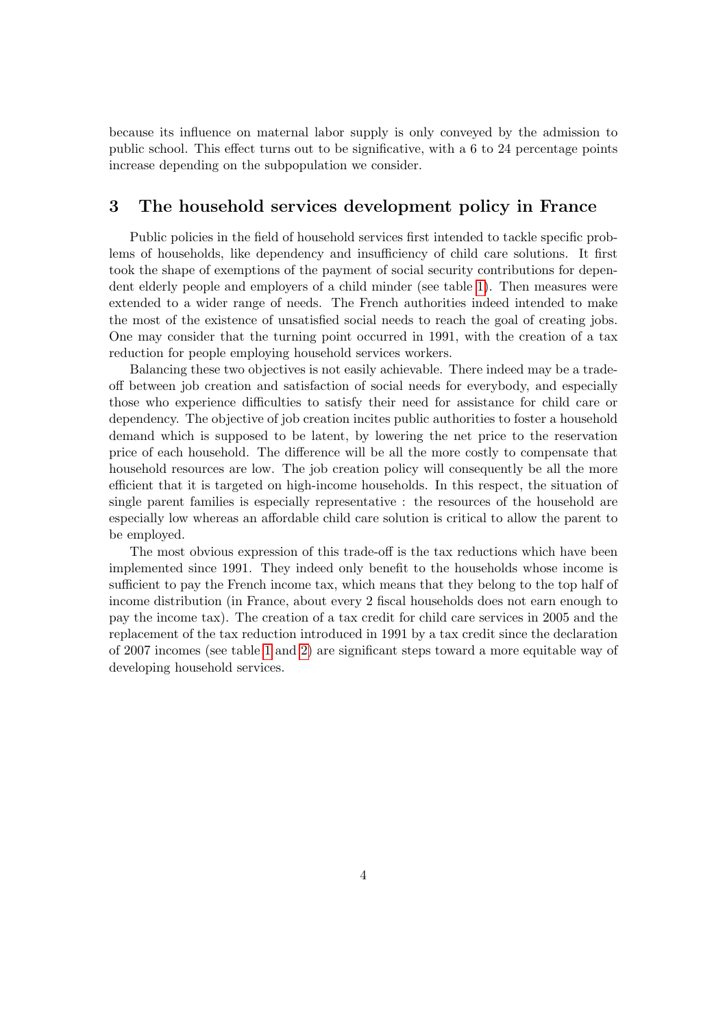because its influence on maternal labor supply is only conveyed by the admission to public school. This effect turns out to be significative, with a 6 to 24 percentage points increase depending on the subpopulation we consider.

## 3 The household services development policy in France

Public policies in the field of household services first intended to tackle specific problems of households, like dependency and insufficiency of child care solutions. It first took the shape of exemptions of the payment of social security contributions for dependent elderly people and employers of a child minder (see table 1). Then measures were extended to a wider range of needs. The French authorities indeed intended to make the most of the existence of unsatisfied social needs to reach the goal of creating jobs. One may consider that the turning point occurred in 1991, with the creation of a tax reduction for people employing household services workers.

Balancing these two objectives is not easily achievable. There indeed may be a trade-off between job creation and satisfaction of social needs for everybody, and especially those who experience difficulties to satisfy their need for assistance for child care or dependency. The objective of job creation incites public authorities to foster a household demand which is supposed to be latent, by lowering the net price to the reservation price of each household. The difference will be all the more costly to compensate that household resources are low. The job creation policy will consequently be all the more efficient that it is targeted on high-income households. In this respect, the situation of single parent families is especially representative : the resources of the household are especially low whereas an affordable child care solution is critical to allow the parent to be employed.

The most obvious expression of this trade-off is the tax reductions which have been implemented since 1991. They indeed only benefit to the households whose income is sufficient to pay the French income tax, which means that they belong to the top half of income distribution (in France, about every 2 fiscal households does not earn enough to pay the income tax). The creation of a tax credit for child care services in 2005 and the replacement of the tax reduction introduced in 1991 by a tax credit since the declaration of 2007 incomes (see table 1 and 2) are significant steps toward a more equitable way of developing household services.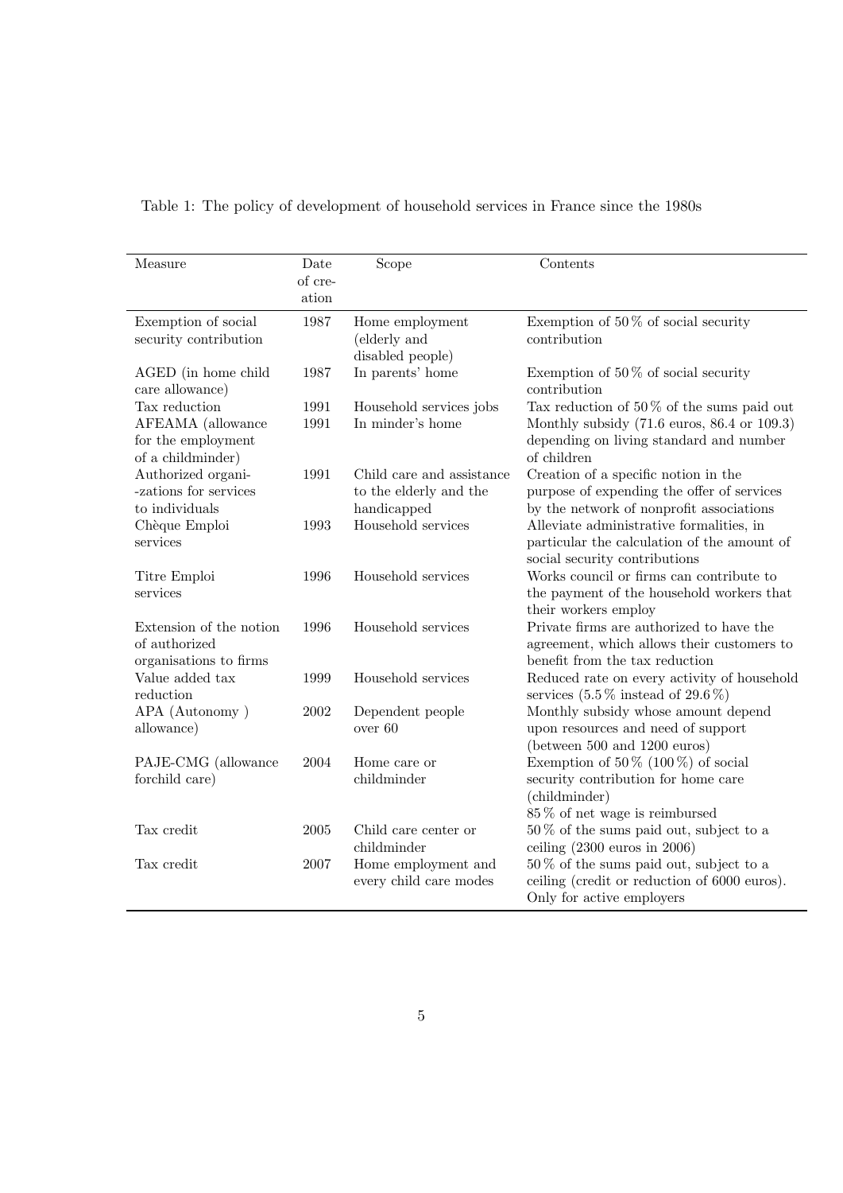Table 1: The policy of development of household services in France since the 1980s

| Measure | Date of creation | Scope | Contents |
|---|---|---|---|
| Exemption of social security contribution | 1987 | Home employment (elderly and disabled people) | Exemption of 50 % of social security contribution |
| AGED (in home child care allowance) | 1987 | In parents' home | Exemption of 50 % of social security contribution |
| Tax reduction | 1991 | Household services jobs | Tax reduction of 50 % of the sums paid out |
| AFEAMA (allowance for the employment of a childminder) | 1991 | In minder's home | Monthly subsidy (71.6 euros, 86.4 or 109.3) depending on living standard and number of children |
| Authorized organi--zations for services to individuals | 1991 | Child care and assistance to the elderly and the handicapped | Creation of a specific notion in the purpose of expending the offer of services by the network of nonprofit associations |
| Chèque Emploi services | 1993 | Household services | Alleviate administrative formalities, in particular the calculation of the amount of social security contributions |
| Titre Emploi services | 1996 | Household services | Works council or firms can contribute to the payment of the household workers that their workers employ |
| Extension of the notion of authorized organisations to firms | 1996 | Household services | Private firms are authorized to have the agreement, which allows their customers to benefit from the tax reduction |
| Value added tax reduction | 1999 | Household services | Reduced rate on every activity of household services (5.5 % instead of 29.6 %) |
| APA (Autonomy ) allowance) | 2002 | Dependent people over 60 | Monthly subsidy whose amount depend upon resources and need of support (between 500 and 1200 euros) |
| PAJE-CMG (allowance forchild care) | 2004 | Home care or childminder | Exemption of 50 % (100 %) of social security contribution for home care (childminder) 85 % of net wage is reimbursed |
| Tax credit | 2005 | Child care center or childminder | 50 % of the sums paid out, subject to a ceiling (2300 euros in 2006) |
| Tax credit | 2007 | Home employment and every child care modes | 50 % of the sums paid out, subject to a ceiling (credit or reduction of 6000 euros). Only for active employers |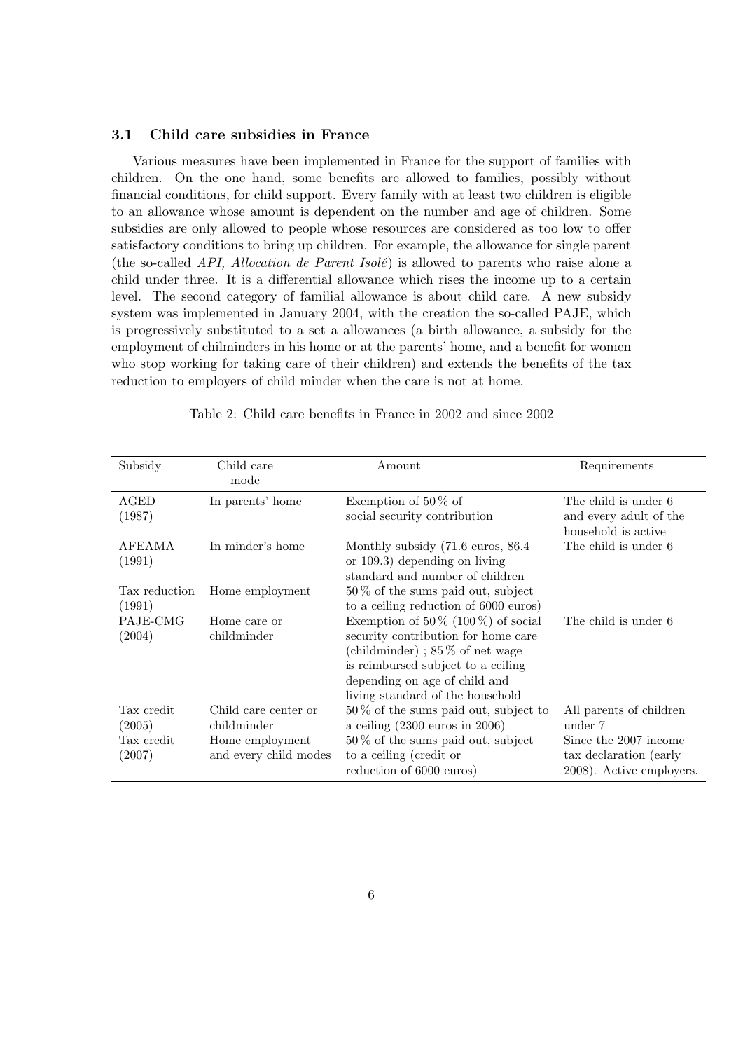### 3.1 Child care subsidies in France

Various measures have been implemented in France for the support of families with children. On the one hand, some benefits are allowed to families, possibly without financial conditions, for child support. Every family with at least two children is eligible to an allowance whose amount is dependent on the number and age of children. Some subsidies are only allowed to people whose resources are considered as too low to offer satisfactory conditions to bring up children. For example, the allowance for single parent (the so-called *API, Allocation de Parent Isolé*) is allowed to parents who raise alone a child under three. It is a differential allowance which rises the income up to a certain level. The second category of familial allowance is about child care. A new subsidy system was implemented in January 2004, with the creation the so-called PAJE, which is progressively substituted to a set a allowances (a birth allowance, a subsidy for the employment of chilminders in his home or at the parents' home, and a benefit for women who stop working for taking care of their children) and extends the benefits of the tax reduction to employers of child minder when the care is not at home.

Table 2: Child care benefits in France in 2002 and since 2002

| Subsidy | Child care mode | Amount | Requirements |
|---|---|---|---|
| AGED (1987) | In parents' home | Exemption of 50 % of social security contribution | The child is under 6 and every adult of the household is active |
| AFEAMA (1991) | In minder's home | Monthly subsidy (71.6 euros, 86.4 or 109.3) depending on living standard and number of children | The child is under 6 |
| Tax reduction (1991) | Home employment | 50 % of the sums paid out, subject to a ceiling reduction of 6000 euros) | |
| PAJE-CMG (2004) | Home care or childminder | Exemption of 50 % (100 %) of social security contribution for home care (childminder) ; 85 % of net wage is reimbursed subject to a ceiling depending on age of child and living standard of the household | The child is under 6 |
| Tax credit (2005) | Child care center or childminder | 50 % of the sums paid out, subject to a ceiling (2300 euros in 2006) | All parents of children under 7 |
| Tax credit (2007) | Home employment and every child modes | 50 % of the sums paid out, subject to a ceiling (credit or reduction of 6000 euros) | Since the 2007 income tax declaration (early 2008). Active employers. |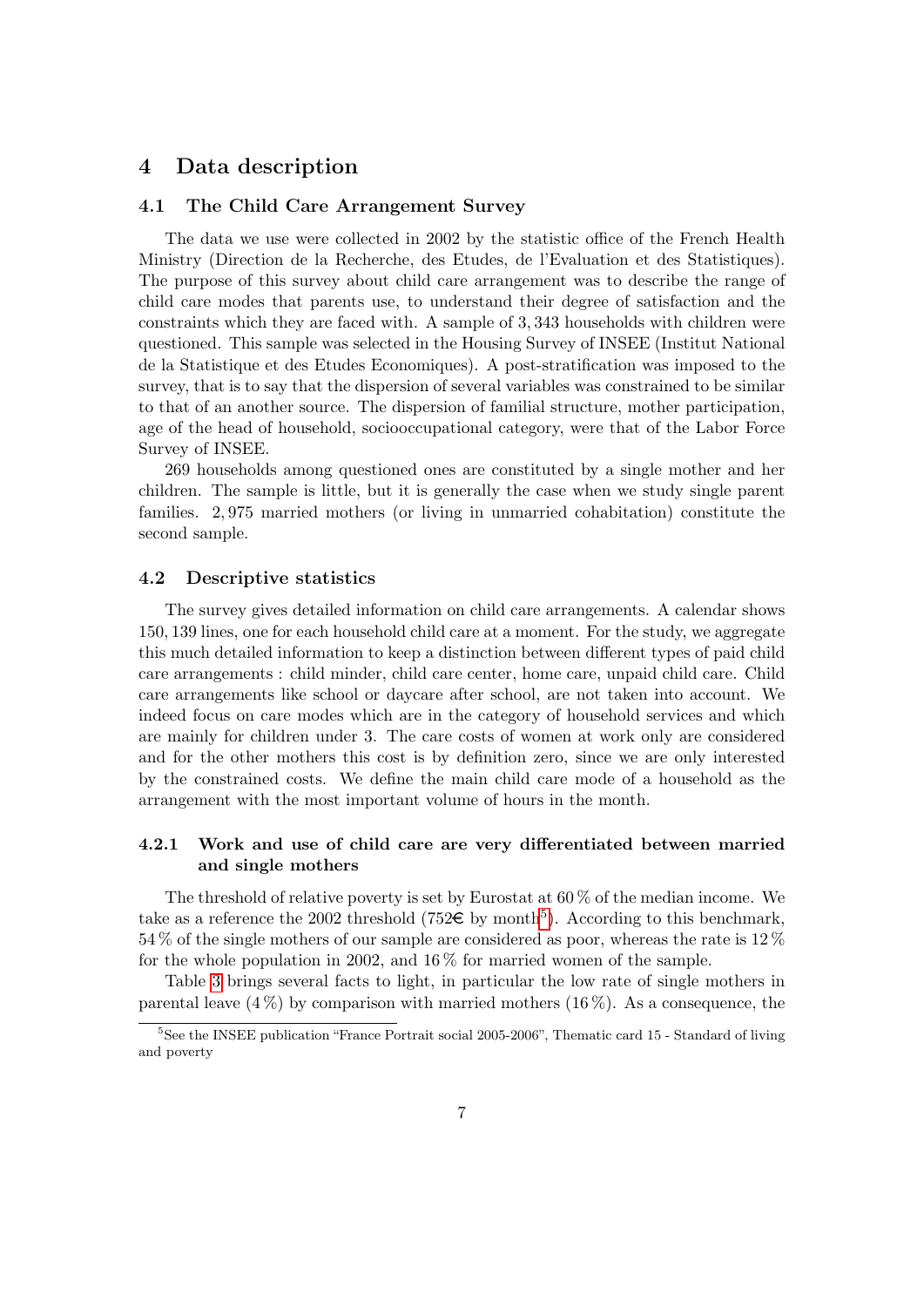# 4 Data description

## 4.1 The Child Care Arrangement Survey

The data we use were collected in 2002 by the statistic office of the French Health Ministry (Direction de la Recherche, des Etudes, de l'Evaluation et des Statistiques). The purpose of this survey about child care arrangement was to describe the range of child care modes that parents use, to understand their degree of satisfaction and the constraints which they are faced with. A sample of 3,343 households with children were questioned. This sample was selected in the Housing Survey of INSEE (Institut National de la Statistique et des Etudes Economiques). A post-stratification was imposed to the survey, that is to say that the dispersion of several variables was constrained to be similar to that of an another source. The dispersion of familial structure, mother participation, age of the head of household, sociooccupational category, were that of the Labor Force Survey of INSEE.

269 households among questioned ones are constituted by a single mother and her children. The sample is little, but it is generally the case when we study single parent families. 2,975 married mothers (or living in unmarried cohabitation) constitute the second sample.

## 4.2 Descriptive statistics

The survey gives detailed information on child care arrangements. A calendar shows 150,139 lines, one for each household child care at a moment. For the study, we aggregate this much detailed information to keep a distinction between different types of paid child care arrangements : child minder, child care center, home care, unpaid child care. Child care arrangements like school or daycare after school, are not taken into account. We indeed focus on care modes which are in the category of household services and which are mainly for children under 3. The care costs of women at work only are considered and for the other mothers this cost is by definition zero, since we are only interested by the constrained costs. We define the main child care mode of a household as the arrangement with the most important volume of hours in the month.

### 4.2.1 Work and use of child care are very differentiated between married and single mothers

The threshold of relative poverty is set by Eurostat at 60 % of the median income. We take as a reference the 2002 threshold (752€ by month[5]). According to this benchmark, 54 % of the single mothers of our sample are considered as poor, whereas the rate is 12 % for the whole population in 2002, and 16 % for married women of the sample.

Table 3 brings several facts to light, in particular the low rate of single mothers in parental leave (4 %) by comparison with married mothers (16 %). As a consequence, the

[5] See the INSEE publication "France Portrait social 2005-2006", Thematic card 15 - Standard of living and poverty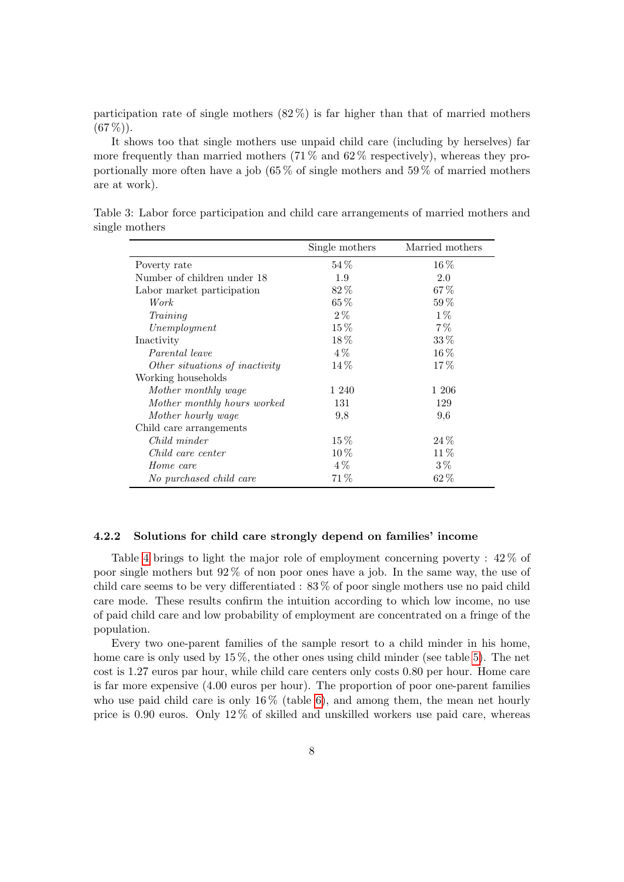participation rate of single mothers (82 %) is far higher than that of married mothers (67 %)).

It shows too that single mothers use unpaid child care (including by herselves) far more frequently than married mothers (71 % and 62 % respectively), whereas they proportionally more often have a job (65 % of single mothers and 59 % of married mothers are at work).

Table 3: Labor force participation and child care arrangements of married mothers and single mothers

| | Single mothers | Married mothers |
|---|---|---|
| Poverty rate | 54 % | 16 % |
| Number of children under 18 | 1.9 | 2.0 |
| Labor market participation | 82 % | 67 % |
| *Work* | 65 % | 59 % |
| *Training* | 2 % | 1 % |
| *Unemployment* | 15 % | 7 % |
| Inactivity | 18 % | 33 % |
| *Parental leave* | 4 % | 16 % |
| *Other situations of inactivity* | 14 % | 17 % |
| Working households | | |
| *Mother monthly wage* | 1 240 | 1 206 |
| *Mother monthly hours worked* | 131 | 129 |
| *Mother hourly wage* | 9,8 | 9,6 |
| Child care arrangements | | |
| *Child minder* | 15 % | 24 % |
| *Child care center* | 10 % | 11 % |
| *Home care* | 4 % | 3 % |
| *No purchased child care* | 71 % | 62 % |

#### 4.2.2 Solutions for child care strongly depend on families' income

Table 4 brings to light the major role of employment concerning poverty : 42 % of poor single mothers but 92 % of non poor ones have a job. In the same way, the use of child care seems to be very differentiated : 83 % of poor single mothers use no paid child care mode. These results confirm the intuition according to which low income, no use of paid child care and low probability of employment are concentrated on a fringe of the population.

Every two one-parent families of the sample resort to a child minder in his home, home care is only used by 15 %, the other ones using child minder (see table 5). The net cost is 1.27 euros par hour, while child care centers only costs 0.80 per hour. Home care is far more expensive (4.00 euros per hour). The proportion of poor one-parent families who use paid child care is only 16 % (table 6), and among them, the mean net hourly price is 0.90 euros. Only 12 % of skilled and unskilled workers use paid care, whereas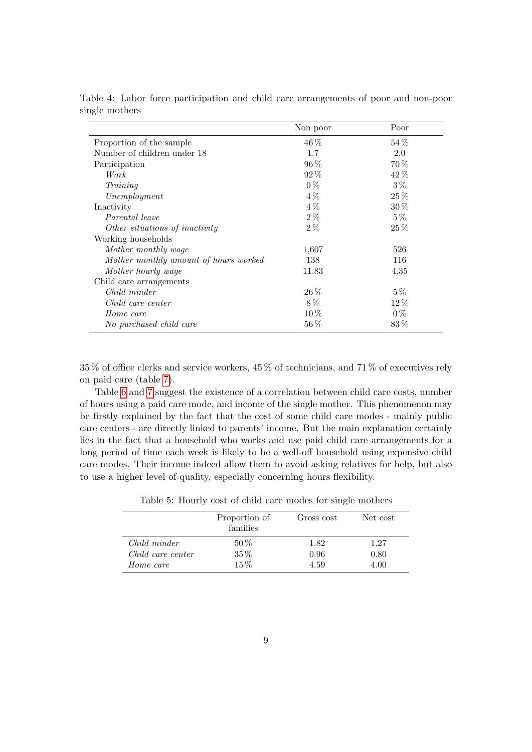Table 4: Labor force participation and child care arrangements of poor and non-poor single mothers

| | Non poor | Poor |
|---|---|---|
| Proportion of the sample | 46 % | 54 % |
| Number of children under 18 | 1.7 | 2.0 |
| Participation | 96 % | 70 % |
| *Work* | 92 % | 42 % |
| *Training* | 0 % | 3 % |
| *Unemployment* | 4 % | 25 % |
| Inactivity | 4 % | 30 % |
| *Parental leave* | 2 % | 5 % |
| *Other situations of inactivity* | 2 % | 25 % |
| Working households | | |
| *Mother monthly wage* | 1,607 | 526 |
| *Mother monthly amount of hours worked* | 138 | 116 |
| *Mother hourly wage* | 11.83 | 4.35 |
| Child care arrangements | | |
| *Child minder* | 26 % | 5 % |
| *Child care center* | 8 % | 12 % |
| *Home care* | 10 % | 0 % |
| *No purchased child care* | 56 % | 83 % |

35 % of office clerks and service workers, 45 % of technicians, and 71 % of executives rely on paid care (table 7).

Table 6 and 7 suggest the existence of a correlation between child care costs, number of hours using a paid care mode, and income of the single mother. This phenomenon may be firstly explained by the fact that the cost of some child care modes - mainly public care centers - are directly linked to parents' income. But the main explanation certainly lies in the fact that a household who works and use paid child care arrangements for a long period of time each week is likely to be a well-off household using expensive child care modes. Their income indeed allow them to avoid asking relatives for help, but also to use a higher level of quality, especially concerning hours flexibility.

Table 5: Hourly cost of child care modes for single mothers

| | Proportion of families | Gross cost | Net cost |
|---|---|---|---|
| *Child minder* | 50 % | 1.82 | 1.27 |
| *Child care center* | 35 % | 0.96 | 0.80 |
| *Home care* | 15 % | 4.59 | 4.00 |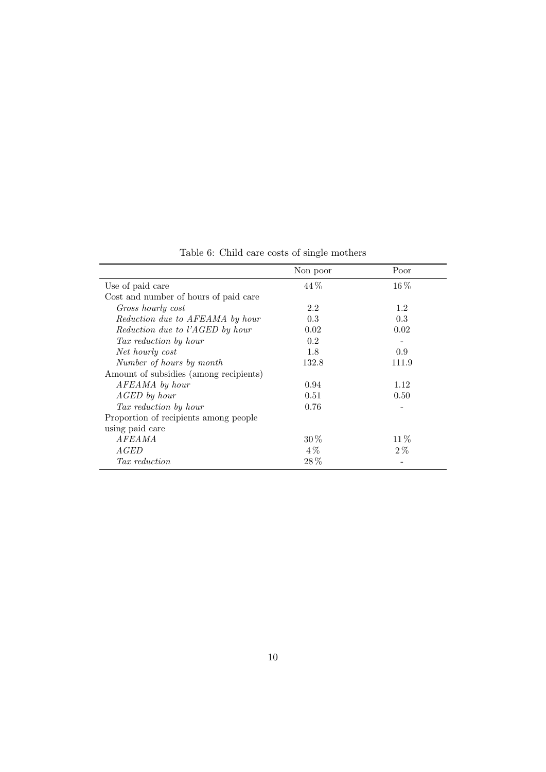Table 6: Child care costs of single mothers

| | Non poor | Poor |
|---|---|---|
| Use of paid care | 44 % | 16 % |
| Cost and number of hours of paid care | | |
| *Gross hourly cost* | 2.2 | 1.2 |
| *Reduction due to AFEAMA by hour* | 0.3 | 0.3 |
| *Reduction due to l'AGED by hour* | 0.02 | 0.02 |
| *Tax reduction by hour* | 0.2 | - |
| *Net hourly cost* | 1.8 | 0.9 |
| *Number of hours by month* | 132.8 | 111.9 |
| Amount of subsidies (among recipients) | | |
| *AFEAMA by hour* | 0.94 | 1.12 |
| *AGED by hour* | 0.51 | 0.50 |
| *Tax reduction by hour* | 0.76 | - |
| Proportion of recipients among people using paid care | | |
| *AFEAMA* | 30 % | 11 % |
| *AGED* | 4 % | 2 % |
| *Tax reduction* | 28 % | - |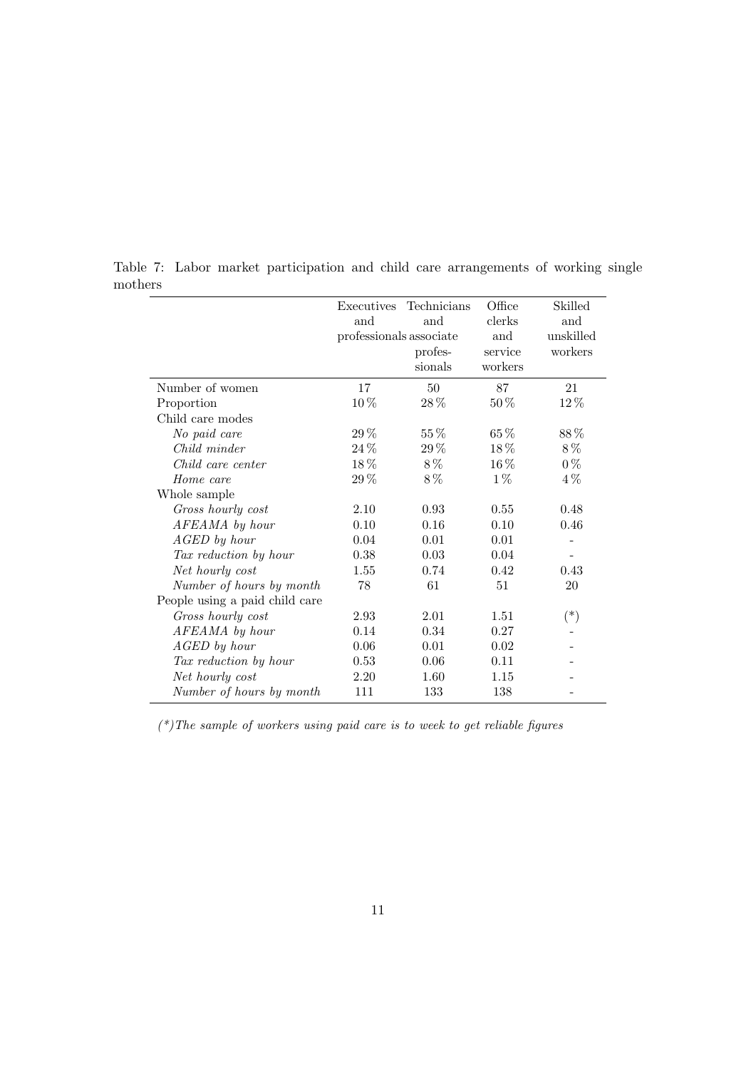Table 7: Labor market participation and child care arrangements of working single mothers

| | Executives and professionals | Technicians and associate profes-sionals | Office clerks and service workers | Skilled and unskilled workers |
|---|---|---|---|---|
| Number of women | 17 | 50 | 87 | 21 |
| Proportion | 10 % | 28 % | 50 % | 12 % |
| Child care modes | | | | |
| *No paid care* | 29 % | 55 % | 65 % | 88 % |
| *Child minder* | 24 % | 29 % | 18 % | 8 % |
| *Child care center* | 18 % | 8 % | 16 % | 0 % |
| *Home care* | 29 % | 8 % | 1 % | 4 % |
| Whole sample | | | | |
| *Gross hourly cost* | 2.10 | 0.93 | 0.55 | 0.48 |
| *AFEAMA by hour* | 0.10 | 0.16 | 0.10 | 0.46 |
| *AGED by hour* | 0.04 | 0.01 | 0.01 | - |
| *Tax reduction by hour* | 0.38 | 0.03 | 0.04 | - |
| *Net hourly cost* | 1.55 | 0.74 | 0.42 | 0.43 |
| *Number of hours by month* | 78 | 61 | 51 | 20 |
| People using a paid child care | | | | |
| *Gross hourly cost* | 2.93 | 2.01 | 1.51 | (*) |
| *AFEAMA by hour* | 0.14 | 0.34 | 0.27 | - |
| *AGED by hour* | 0.06 | 0.01 | 0.02 | - |
| *Tax reduction by hour* | 0.53 | 0.06 | 0.11 | - |
| *Net hourly cost* | 2.20 | 1.60 | 1.15 | - |
| *Number of hours by month* | 111 | 133 | 138 | - |

*(*)The sample of workers using paid care is to week to get reliable figures*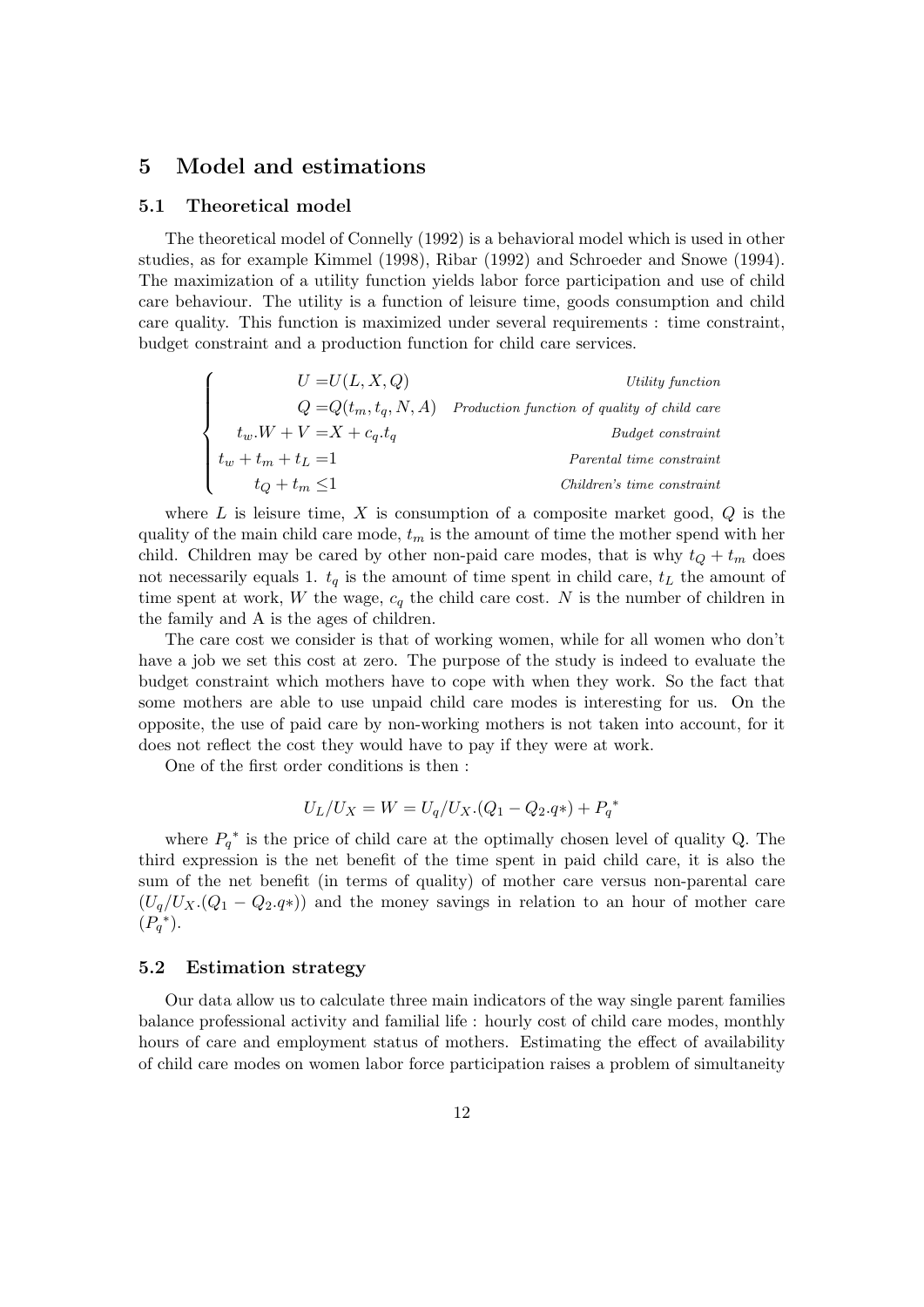## 5 Model and estimations

### 5.1 Theoretical model

The theoretical model of Connelly (1992) is a behavioral model which is used in other studies, as for example Kimmel (1998), Ribar (1992) and Schroeder and Snowe (1994). The maximization of a utility function yields labor force participation and use of child care behaviour. The utility is a function of leisure time, goods consumption and child care quality. This function is maximized under several requirements : time constraint, budget constraint and a production function for child care services.

$$
\begin{cases}
U = U(L, X, Q) & \textit{Utility function} \\
Q = Q(t_m, t_q, N, A) & \textit{Production function of quality of child care} \\
t_w.W + V = X + c_q.t_q & \textit{Budget constraint} \\
t_w + t_m + t_L = 1 & \textit{Parental time constraint} \\
t_Q + t_m \leq 1 & \textit{Children's time constraint}
\end{cases}
$$

where $L$ is leisure time, $X$ is consumption of a composite market good, $Q$ is the quality of the main child care mode, $t_m$ is the amount of time the mother spend with her child. Children may be cared by other non-paid care modes, that is why $t_Q + t_m$ does not necessarily equals 1. $t_q$ is the amount of time spent in child care, $t_L$ the amount of time spent at work, $W$ the wage, $c_q$ the child care cost. $N$ is the number of children in the family and A is the ages of children.

The care cost we consider is that of working women, while for all women who don't have a job we set this cost at zero. The purpose of the study is indeed to evaluate the budget constraint which mothers have to cope with when they work. So the fact that some mothers are able to use unpaid child care modes is interesting for us. On the opposite, the use of paid care by non-working mothers is not taken into account, for it does not reflect the cost they would have to pay if they were at work.

One of the first order conditions is then :

$$U_L/U_X = W = U_q/U_X.(Q_1 - Q_2.q*) + {P_q}^*$$

where ${P_q}^*$ is the price of child care at the optimally chosen level of quality Q. The third expression is the net benefit of the time spent in paid child care, it is also the sum of the net benefit (in terms of quality) of mother care versus non-parental care ($U_q/U_X.(Q_1 - Q_2.q*)$) and the money savings in relation to an hour of mother care (${P_q}^*$).

### 5.2 Estimation strategy

Our data allow us to calculate three main indicators of the way single parent families balance professional activity and familial life : hourly cost of child care modes, monthly hours of care and employment status of mothers. Estimating the effect of availability of child care modes on women labor force participation raises a problem of simultaneity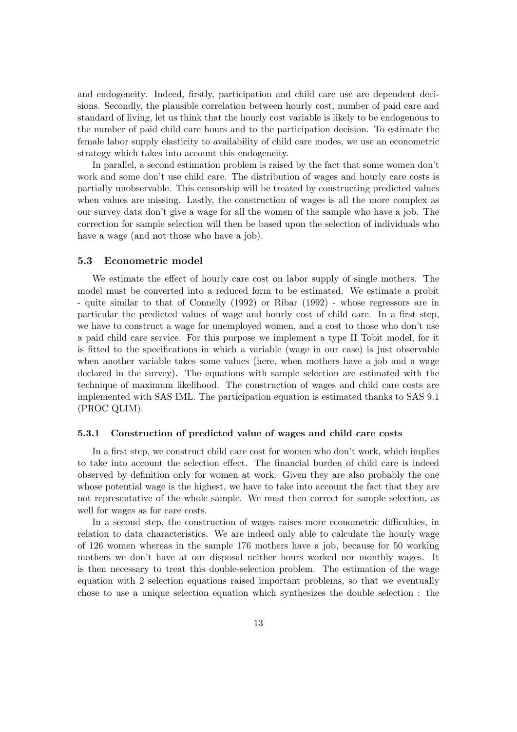and endogeneity. Indeed, firstly, participation and child care use are dependent decisions. Secondly, the plausible correlation between hourly cost, number of paid care and standard of living, let us think that the hourly cost variable is likely to be endogenous to the number of paid child care hours and to the participation decision. To estimate the female labor supply elasticity to availability of child care modes, we use an econometric strategy which takes into account this endogeneity.

In parallel, a second estimation problem is raised by the fact that some women don't work and some don't use child care. The distribution of wages and hourly care costs is partially unobservable. This censorship will be treated by constructing predicted values when values are missing. Lastly, the construction of wages is all the more complex as our survey data don't give a wage for all the women of the sample who have a job. The correction for sample selection will then be based upon the selection of individuals who have a wage (and not those who have a job).

### 5.3 Econometric model

We estimate the effect of hourly care cost on labor supply of single mothers. The model must be converted into a reduced form to be estimated. We estimate a probit - quite similar to that of Connelly (1992) or Ribar (1992) - whose regressors are in particular the predicted values of wage and hourly cost of child care. In a first step, we have to construct a wage for unemployed women, and a cost to those who don't use a paid child care service. For this purpose we implement a type II Tobit model, for it is fitted to the specifications in which a variable (wage in our case) is just observable when another variable takes some values (here, when mothers have a job and a wage declared in the survey). The equations with sample selection are estimated with the technique of maximum likelihood. The construction of wages and child care costs are implemented with SAS IML. The participation equation is estimated thanks to SAS 9.1 (PROC QLIM).

#### 5.3.1 Construction of predicted value of wages and child care costs

In a first step, we construct child care cost for women who don't work, which implies to take into account the selection effect. The financial burden of child care is indeed observed by definition only for women at work. Given they are also probably the one whose potential wage is the highest, we have to take into account the fact that they are not representative of the whole sample. We must then correct for sample selection, as well for wages as for care costs.

In a second step, the construction of wages raises more econometric difficulties, in relation to data characteristics. We are indeed only able to calculate the hourly wage of 126 women whereas in the sample 176 mothers have a job, because for 50 working mothers we don't have at our disposal neither hours worked nor monthly wages. It is then necessary to treat this double-selection problem. The estimation of the wage equation with 2 selection equations raised important problems, so that we eventually chose to use a unique selection equation which synthesizes the double selection : the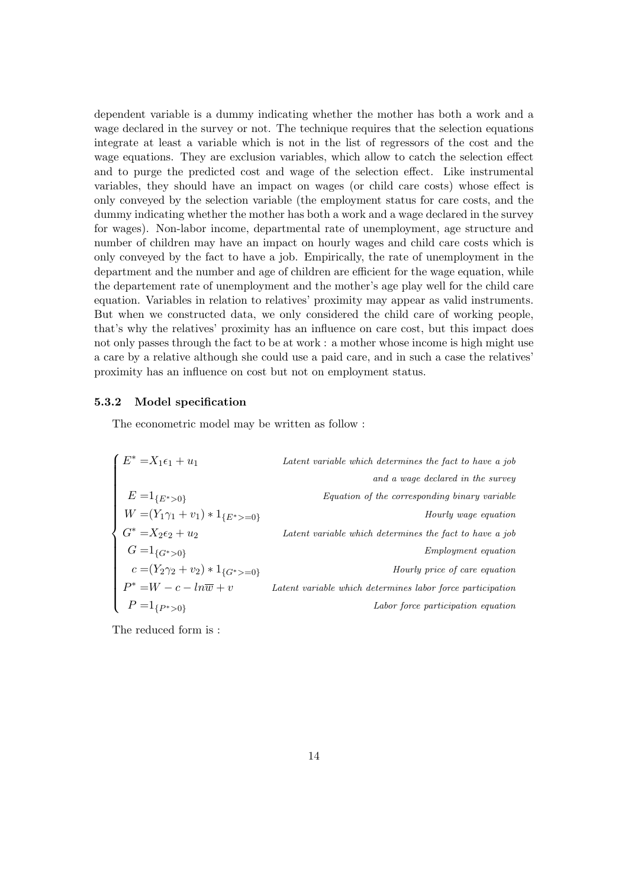dependent variable is a dummy indicating whether the mother has both a work and a wage declared in the survey or not. The technique requires that the selection equations integrate at least a variable which is not in the list of regressors of the cost and the wage equations. They are exclusion variables, which allow to catch the selection effect and to purge the predicted cost and wage of the selection effect. Like instrumental variables, they should have an impact on wages (or child care costs) whose effect is only conveyed by the selection variable (the employment status for care costs, and the dummy indicating whether the mother has both a work and a wage declared in the survey for wages). Non-labor income, departmental rate of unemployment, age structure and number of children may have an impact on hourly wages and child care costs which is only conveyed by the fact to have a job. Empirically, the rate of unemployment in the department and the number and age of children are efficient for the wage equation, while the departement rate of unemployment and the mother's age play well for the child care equation. Variables in relation to relatives' proximity may appear as valid instruments. But when we constructed data, we only considered the child care of working people, that's why the relatives' proximity has an influence on care cost, but this impact does not only passes through the fact to be at work : a mother whose income is high might use a care by a relative although she could use a paid care, and in such a case the relatives' proximity has an influence on cost but not on employment status.

### 5.3.2 Model specification

The econometric model may be written as follow :

$$
\begin{cases}
E^* = X_1\epsilon_1 + u_1 & \textit{Latent variable which determines the fact to have a job} \\
 & \textit{and a wage declared in the survey} \\
E = 1_{\{E^*>0\}} & \textit{Equation of the corresponding binary variable} \\
W = (Y_1\gamma_1 + v_1) * 1_{\{E^*>=0\}} & \textit{Hourly wage equation} \\
G^* = X_2\epsilon_2 + u_2 & \textit{Latent variable which determines the fact to have a job} \\
G = 1_{\{G^*>0\}} & \textit{Employment equation} \\
c = (Y_2\gamma_2 + v_2) * 1_{\{G^*>=0\}} & \textit{Hourly price of care equation} \\
P^* = W - c - ln\overline{w} + v & \textit{Latent variable which determines labor force participation} \\
P = 1_{\{P^*>0\}} & \textit{Labor force participation equation}
\end{cases}
$$

The reduced form is :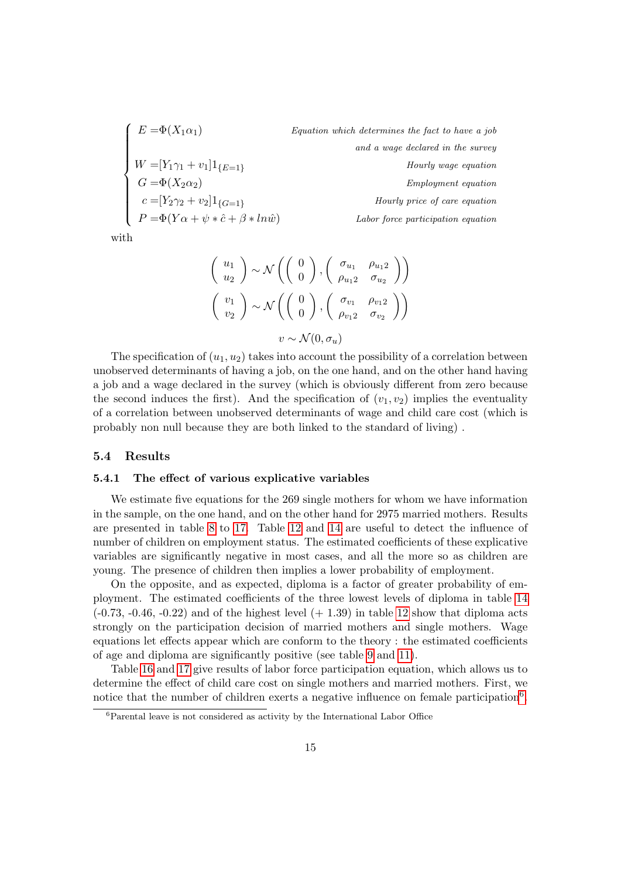$$
\begin{cases}
E = \Phi(X_1\alpha_1) & \textit{Equation which determines the fact to have a job} \\
 & \textit{and a wage declared in the survey} \\
W = [Y_1\gamma_1 + v_1]1_{\{E=1\}} & \textit{Hourly wage equation} \\
G = \Phi(X_2\alpha_2) & \textit{Employment equation} \\
c = [Y_2\gamma_2 + v_2]1_{\{G=1\}} & \textit{Hourly price of care equation} \\
P = \Phi(Y\alpha + \psi * \hat{c} + \beta * ln\hat{w}) & \textit{Labor force participation equation}
\end{cases}
$$

with

$$
\begin{pmatrix} u_1 \\ u_2 \end{pmatrix} \sim \mathcal{N}\left( \begin{pmatrix} 0 \\ 0 \end{pmatrix}, \begin{pmatrix} \sigma_{u_1} & \rho_{u_12} \\ \rho_{u_12} & \sigma_{u_2} \end{pmatrix} \right)
$$

$$
\begin{pmatrix} v_1 \\ v_2 \end{pmatrix} \sim \mathcal{N}\left( \begin{pmatrix} 0 \\ 0 \end{pmatrix}, \begin{pmatrix} \sigma_{v_1} & \rho_{v_12} \\ \rho_{v_12} & \sigma_{v_2} \end{pmatrix} \right)
$$

$$
v \sim \mathcal{N}(0, \sigma_u)
$$

The specification of $(u_1, u_2)$ takes into account the possibility of a correlation between unobserved determinants of having a job, on the one hand, and on the other hand having a job and a wage declared in the survey (which is obviously different from zero because the second induces the first). And the specification of $(v_1, v_2)$ implies the eventuality of a correlation between unobserved determinants of wage and child care cost (which is probably non null because they are both linked to the standard of living) .

## 5.4 Results

### 5.4.1 The effect of various explicative variables

We estimate five equations for the 269 single mothers for whom we have information in the sample, on the one hand, and on the other hand for 2975 married mothers. Results are presented in table 8 to 17. Table 12 and 14 are useful to detect the influence of number of children on employment status. The estimated coefficients of these explicative variables are significantly negative in most cases, and all the more so as children are young. The presence of children then implies a lower probability of employment.

On the opposite, and as expected, diploma is a factor of greater probability of employment. The estimated coefficients of the three lowest levels of diploma in table 14 (-0.73, -0.46, -0.22) and of the highest level (+ 1.39) in table 12 show that diploma acts strongly on the participation decision of married mothers and single mothers. Wage equations let effects appear which are conform to the theory : the estimated coefficients of age and diploma are significantly positive (see table 9 and 11).

Table 16 and 17 give results of labor force participation equation, which allows us to determine the effect of child care cost on single mothers and married mothers. First, we notice that the number of children exerts a negative influence on female participation[6].

[6] Parental leave is not considered as activity by the International Labor Office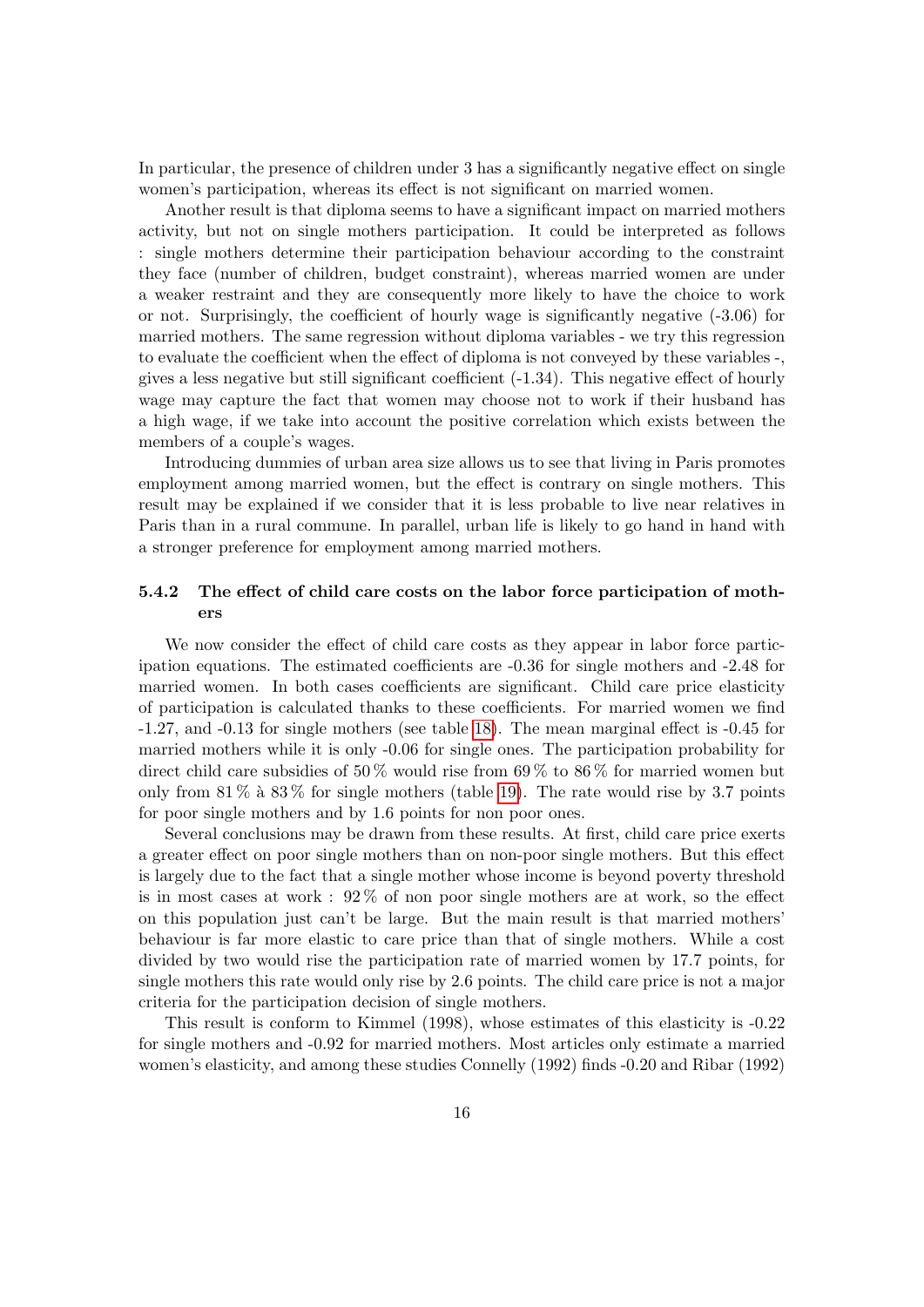In particular, the presence of children under 3 has a significantly negative effect on single women's participation, whereas its effect is not significant on married women.

Another result is that diploma seems to have a significant impact on married mothers activity, but not on single mothers participation. It could be interpreted as follows : single mothers determine their participation behaviour according to the constraint they face (number of children, budget constraint), whereas married women are under a weaker restraint and they are consequently more likely to have the choice to work or not. Surprisingly, the coefficient of hourly wage is significantly negative (-3.06) for married mothers. The same regression without diploma variables - we try this regression to evaluate the coefficient when the effect of diploma is not conveyed by these variables -, gives a less negative but still significant coefficient (-1.34). This negative effect of hourly wage may capture the fact that women may choose not to work if their husband has a high wage, if we take into account the positive correlation which exists between the members of a couple's wages.

Introducing dummies of urban area size allows us to see that living in Paris promotes employment among married women, but the effect is contrary on single mothers. This result may be explained if we consider that it is less probable to live near relatives in Paris than in a rural commune. In parallel, urban life is likely to go hand in hand with a stronger preference for employment among married mothers.

### 5.4.2 The effect of child care costs on the labor force participation of mothers

We now consider the effect of child care costs as they appear in labor force participation equations. The estimated coefficients are -0.36 for single mothers and -2.48 for married women. In both cases coefficients are significant. Child care price elasticity of participation is calculated thanks to these coefficients. For married women we find -1.27, and -0.13 for single mothers (see table 18). The mean marginal effect is -0.45 for married mothers while it is only -0.06 for single ones. The participation probability for direct child care subsidies of 50 % would rise from 69 % to 86 % for married women but only from 81 % à 83 % for single mothers (table 19). The rate would rise by 3.7 points for poor single mothers and by 1.6 points for non poor ones.

Several conclusions may be drawn from these results. At first, child care price exerts a greater effect on poor single mothers than on non-poor single mothers. But this effect is largely due to the fact that a single mother whose income is beyond poverty threshold is in most cases at work : 92 % of non poor single mothers are at work, so the effect on this population just can't be large. But the main result is that married mothers' behaviour is far more elastic to care price than that of single mothers. While a cost divided by two would rise the participation rate of married women by 17.7 points, for single mothers this rate would only rise by 2.6 points. The child care price is not a major criteria for the participation decision of single mothers.

This result is conform to Kimmel (1998), whose estimates of this elasticity is -0.22 for single mothers and -0.92 for married mothers. Most articles only estimate a married women's elasticity, and among these studies Connelly (1992) finds -0.20 and Ribar (1992)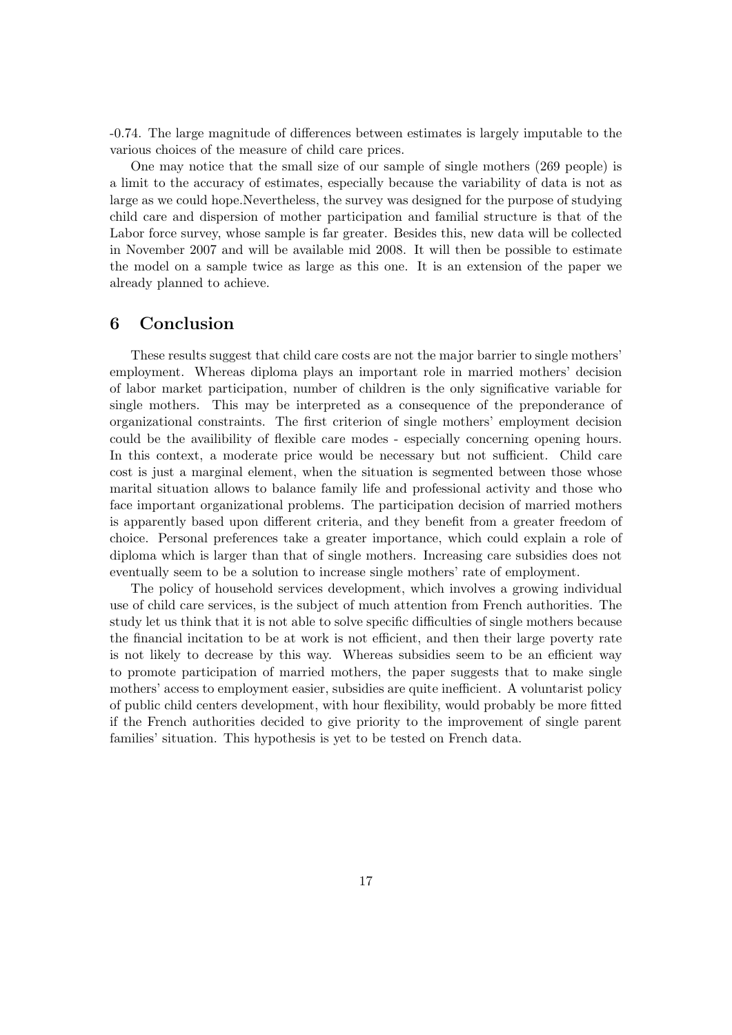-0.74. The large magnitude of differences between estimates is largely imputable to the various choices of the measure of child care prices.

One may notice that the small size of our sample of single mothers (269 people) is a limit to the accuracy of estimates, especially because the variability of data is not as large as we could hope.Nevertheless, the survey was designed for the purpose of studying child care and dispersion of mother participation and familial structure is that of the Labor force survey, whose sample is far greater. Besides this, new data will be collected in November 2007 and will be available mid 2008. It will then be possible to estimate the model on a sample twice as large as this one. It is an extension of the paper we already planned to achieve.

# 6 Conclusion

These results suggest that child care costs are not the major barrier to single mothers' employment. Whereas diploma plays an important role in married mothers' decision of labor market participation, number of children is the only significative variable for single mothers. This may be interpreted as a consequence of the preponderance of organizational constraints. The first criterion of single mothers' employment decision could be the availibility of flexible care modes - especially concerning opening hours. In this context, a moderate price would be necessary but not sufficient. Child care cost is just a marginal element, when the situation is segmented between those whose marital situation allows to balance family life and professional activity and those who face important organizational problems. The participation decision of married mothers is apparently based upon different criteria, and they benefit from a greater freedom of choice. Personal preferences take a greater importance, which could explain a role of diploma which is larger than that of single mothers. Increasing care subsidies does not eventually seem to be a solution to increase single mothers' rate of employment.

The policy of household services development, which involves a growing individual use of child care services, is the subject of much attention from French authorities. The study let us think that it is not able to solve specific difficulties of single mothers because the financial incitation to be at work is not efficient, and then their large poverty rate is not likely to decrease by this way. Whereas subsidies seem to be an efficient way to promote participation of married mothers, the paper suggests that to make single mothers' access to employment easier, subsidies are quite inefficient. A voluntarist policy of public child centers development, with hour flexibility, would probably be more fitted if the French authorities decided to give priority to the improvement of single parent families' situation. This hypothesis is yet to be tested on French data.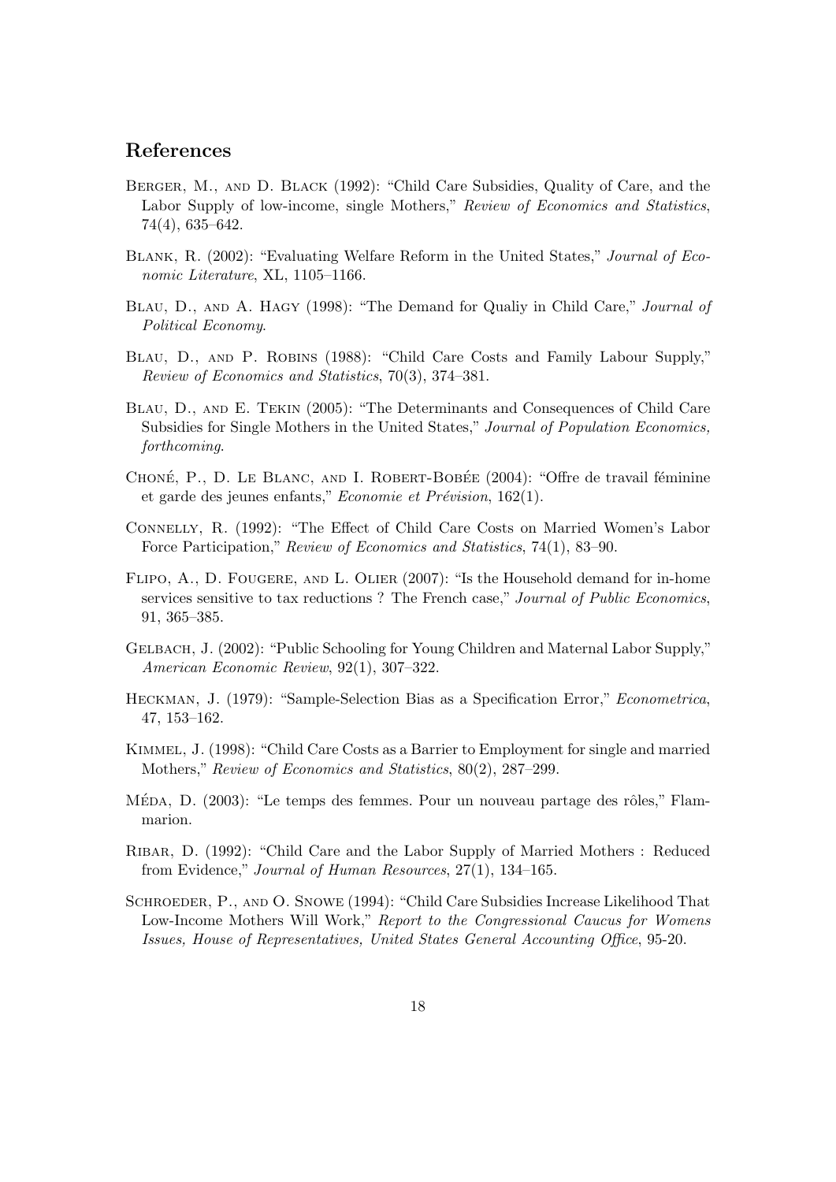## References

Berger, M., and D. Black (1992): "Child Care Subsidies, Quality of Care, and the Labor Supply of low-income, single Mothers," *Review of Economics and Statistics*, 74(4), 635–642.

Blank, R. (2002): "Evaluating Welfare Reform in the United States," *Journal of Economic Literature*, XL, 1105–1166.

Blau, D., and A. Hagy (1998): "The Demand for Qualiy in Child Care," *Journal of Political Economy*.

Blau, D., and P. Robins (1988): "Child Care Costs and Family Labour Supply," *Review of Economics and Statistics*, 70(3), 374–381.

Blau, D., and E. Tekin (2005): "The Determinants and Consequences of Child Care Subsidies for Single Mothers in the United States," *Journal of Population Economics, forthcoming*.

Choné, P., D. Le Blanc, and I. Robert-Bobée (2004): "Offre de travail féminine et garde des jeunes enfants," *Economie et Prévision*, 162(1).

Connelly, R. (1992): "The Effect of Child Care Costs on Married Women's Labor Force Participation," *Review of Economics and Statistics*, 74(1), 83–90.

Flipo, A., D. Fougere, and L. Olier (2007): "Is the Household demand for in-home services sensitive to tax reductions ? The French case," *Journal of Public Economics*, 91, 365–385.

Gelbach, J. (2002): "Public Schooling for Young Children and Maternal Labor Supply," *American Economic Review*, 92(1), 307–322.

Heckman, J. (1979): "Sample-Selection Bias as a Specification Error," *Econometrica*, 47, 153–162.

Kimmel, J. (1998): "Child Care Costs as a Barrier to Employment for single and married Mothers," *Review of Economics and Statistics*, 80(2), 287–299.

Méda, D. (2003): "Le temps des femmes. Pour un nouveau partage des rôles," Flammarion.

Ribar, D. (1992): "Child Care and the Labor Supply of Married Mothers : Reduced from Evidence," *Journal of Human Resources*, 27(1), 134–165.

Schroeder, P., and O. Snowe (1994): "Child Care Subsidies Increase Likelihood That Low-Income Mothers Will Work," *Report to the Congressional Caucus for Womens Issues, House of Representatives, United States General Accounting Office*, 95-20.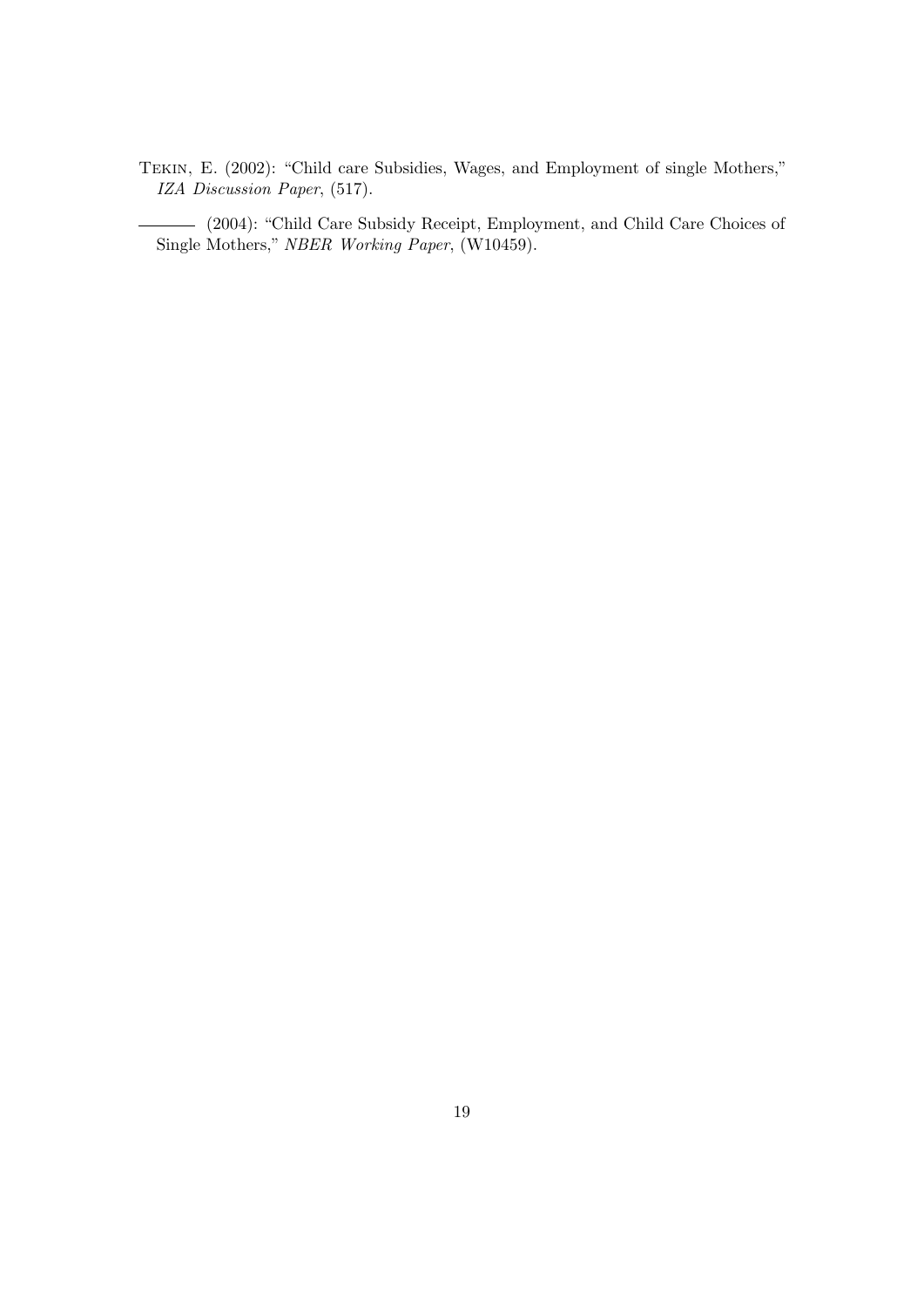Tekin, E. (2002): "Child care Subsidies, Wages, and Employment of single Mothers," *IZA Discussion Paper*, (517).

——— (2004): "Child Care Subsidy Receipt, Employment, and Child Care Choices of Single Mothers," *NBER Working Paper*, (W10459).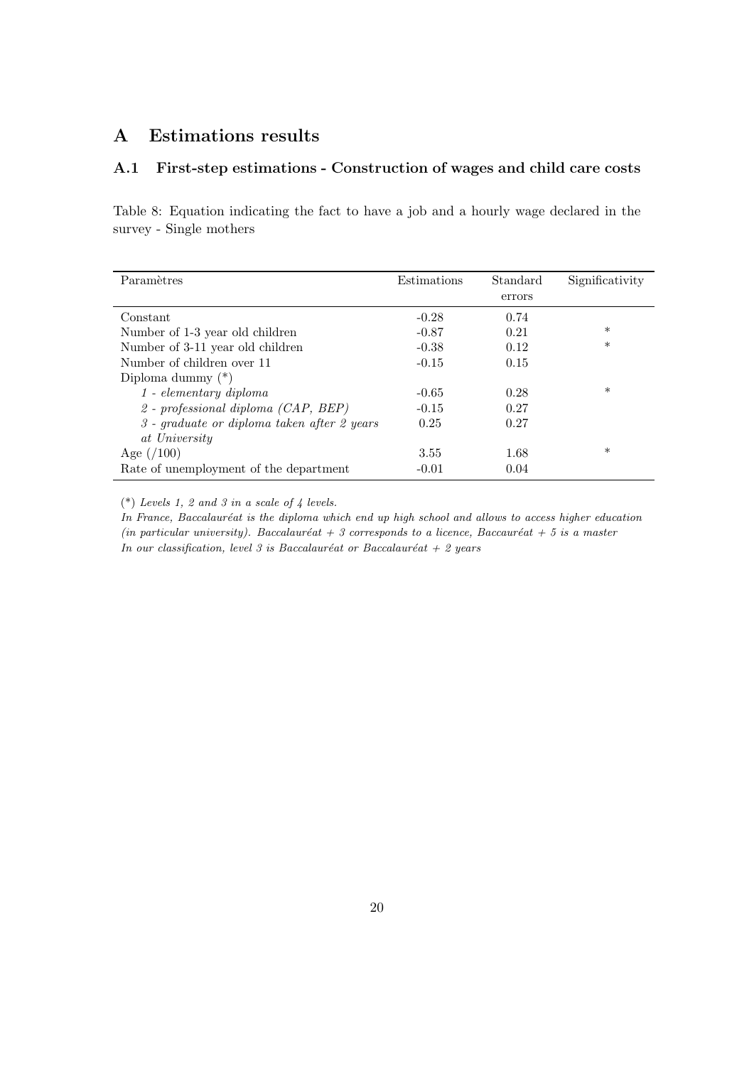# A Estimations results

## A.1 First-step estimations - Construction of wages and child care costs

Table 8: Equation indicating the fact to have a job and a hourly wage declared in the survey - Single mothers

| Paramètres | Estimations | Standard errors | Significativity |
|---|---|---|---|
| Constant | -0.28 | 0.74 | |
| Number of 1-3 year old children | -0.87 | 0.21 | * |
| Number of 3-11 year old children | -0.38 | 0.12 | * |
| Number of children over 11 | -0.15 | 0.15 | |
| Diploma dummy (*) | | | |
| *1 - elementary diploma* | -0.65 | 0.28 | * |
| *2 - professional diploma (CAP, BEP)* | -0.15 | 0.27 | |
| *3 - graduate or diploma taken after 2 years at University* | 0.25 | 0.27 | |
| Age (/100) | 3.55 | 1.68 | * |
| Rate of unemployment of the department | -0.01 | 0.04 | |

(*) *Levels 1, 2 and 3 in a scale of 4 levels.*

*In France, Baccalauréat is the diploma which end up high school and allows to access higher education (in particular university). Baccalauréat + 3 corresponds to a licence, Baccauréat + 5 is a master*

*In our classification, level 3 is Baccalauréat or Baccalauréat + 2 years*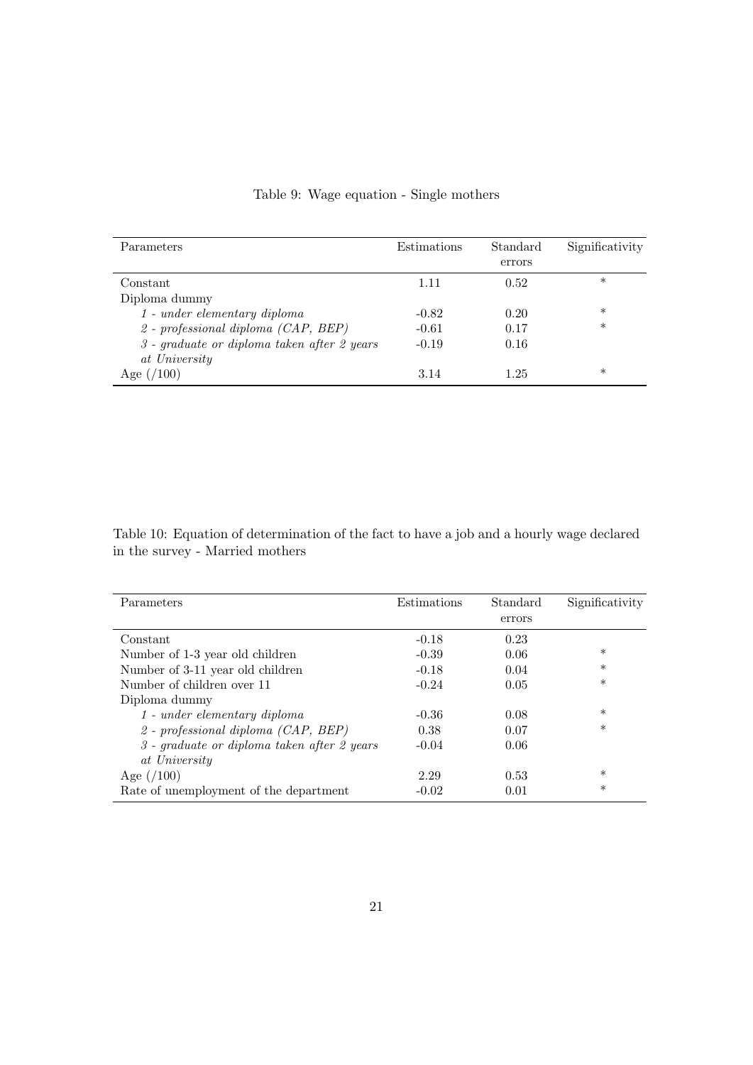Table 9: Wage equation - Single mothers

| Parameters | Estimations | Standard errors | Significativity |
|---|---|---|---|
| Constant | 1.11 | 0.52 | * |
| Diploma dummy | | | |
| *1 - under elementary diploma* | -0.82 | 0.20 | * |
| *2 - professional diploma (CAP, BEP)* | -0.61 | 0.17 | * |
| *3 - graduate or diploma taken after 2 years at University* | -0.19 | 0.16 | |
| Age (/100) | 3.14 | 1.25 | * |

Table 10: Equation of determination of the fact to have a job and a hourly wage declared in the survey - Married mothers

| Parameters | Estimations | Standard errors | Significativity |
|---|---|---|---|
| Constant | -0.18 | 0.23 | |
| Number of 1-3 year old children | -0.39 | 0.06 | * |
| Number of 3-11 year old children | -0.18 | 0.04 | * |
| Number of children over 11 | -0.24 | 0.05 | * |
| Diploma dummy | | | |
| *1 - under elementary diploma* | -0.36 | 0.08 | * |
| *2 - professional diploma (CAP, BEP)* | 0.38 | 0.07 | * |
| *3 - graduate or diploma taken after 2 years at University* | -0.04 | 0.06 | |
| Age (/100) | 2.29 | 0.53 | * |
| Rate of unemployment of the department | -0.02 | 0.01 | * |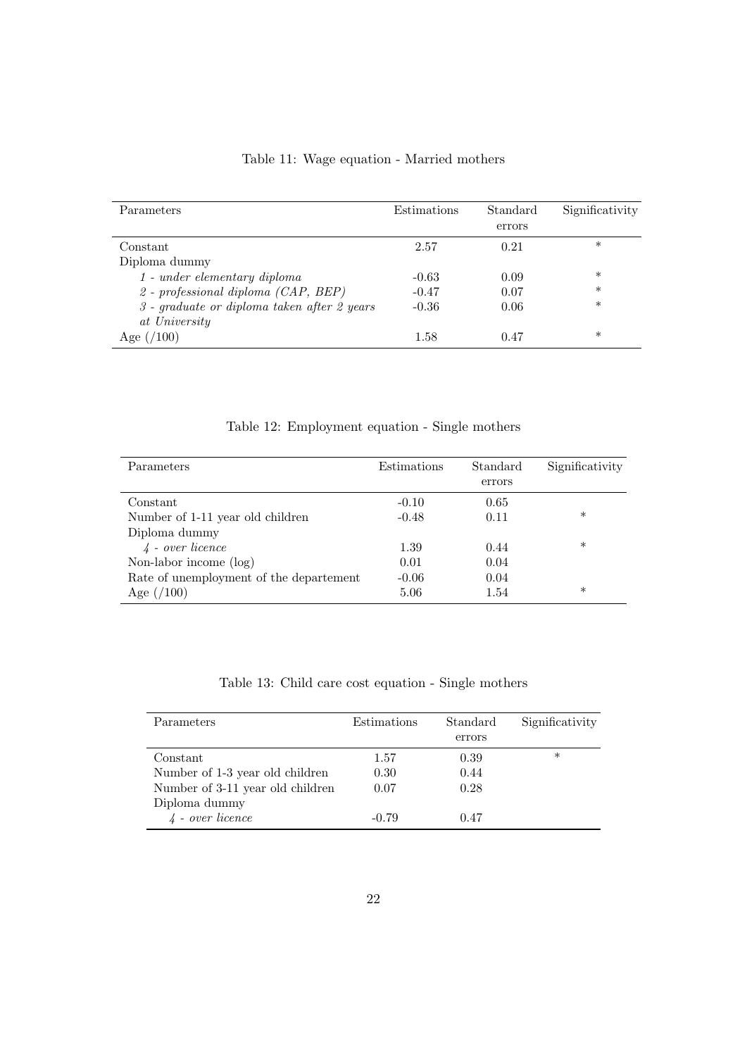Table 11: Wage equation - Married mothers

| Parameters | Estimations | Standard errors | Significativity |
|---|---|---|---|
| Constant | 2.57 | 0.21 | * |
| Diploma dummy | | | |
| *1 - under elementary diploma* | -0.63 | 0.09 | * |
| *2 - professional diploma (CAP, BEP)* | -0.47 | 0.07 | * |
| *3 - graduate or diploma taken after 2 years at University* | -0.36 | 0.06 | * |
| Age (/100) | 1.58 | 0.47 | * |

Table 12: Employment equation - Single mothers

| Parameters | Estimations | Standard errors | Significativity |
|---|---|---|---|
| Constant | -0.10 | 0.65 | |
| Number of 1-11 year old children | -0.48 | 0.11 | * |
| Diploma dummy | | | |
| *4 - over licence* | 1.39 | 0.44 | * |
| Non-labor income (log) | 0.01 | 0.04 | |
| Rate of unemployment of the departement | -0.06 | 0.04 | |
| Age (/100) | 5.06 | 1.54 | * |

Table 13: Child care cost equation - Single mothers

| Parameters | Estimations | Standard errors | Significativity |
|---|---|---|---|
| Constant | 1.57 | 0.39 | * |
| Number of 1-3 year old children | 0.30 | 0.44 | |
| Number of 3-11 year old children | 0.07 | 0.28 | |
| Diploma dummy | | | |
| *4 - over licence* | -0.79 | 0.47 | |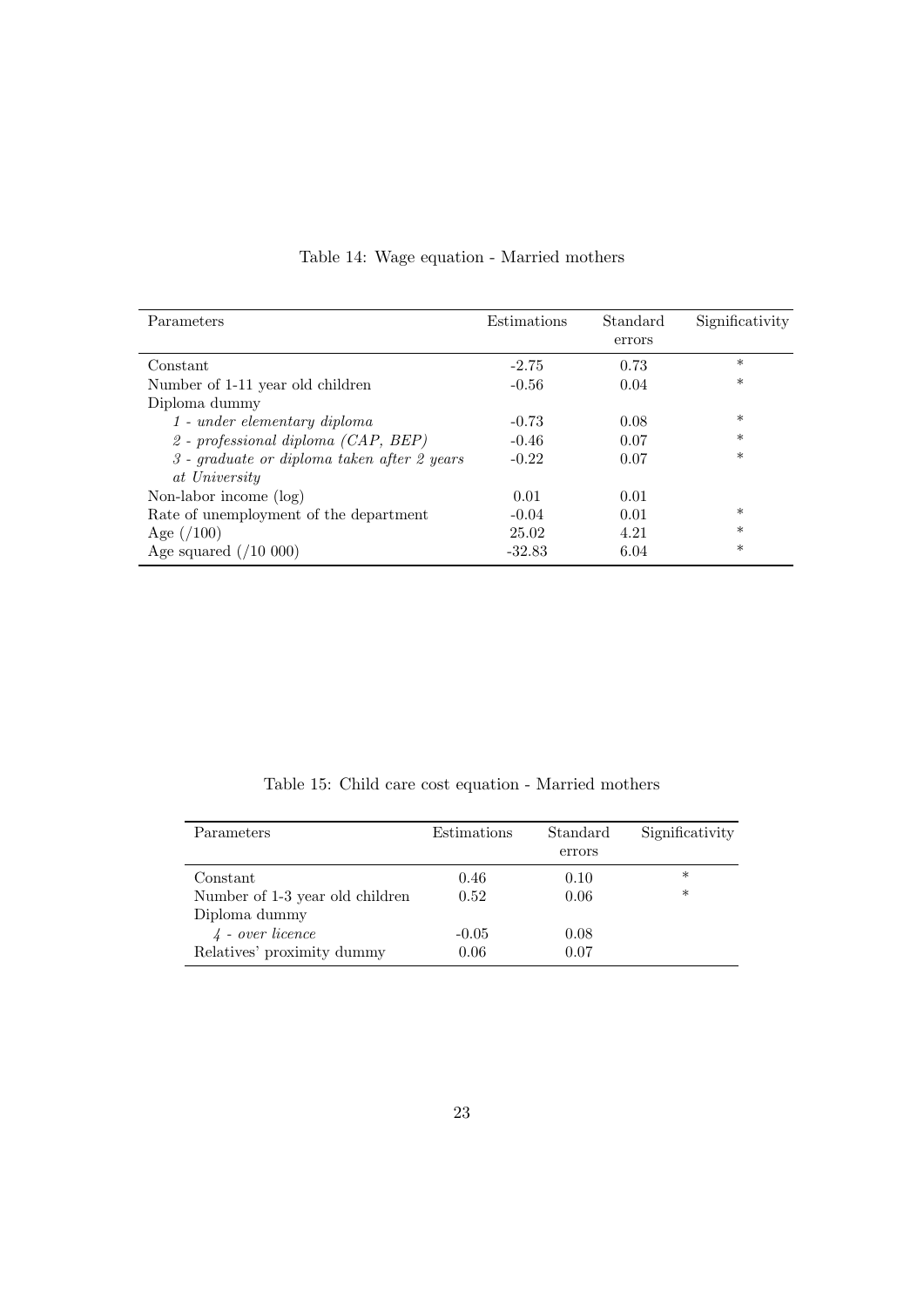Table 14: Wage equation - Married mothers

| Parameters | Estimations | Standard errors | Significativity |
|---|---|---|---|
| Constant | -2.75 | 0.73 | * |
| Number of 1-11 year old children | -0.56 | 0.04 | * |
| Diploma dummy | | | |
| *1 - under elementary diploma* | -0.73 | 0.08 | * |
| *2 - professional diploma (CAP, BEP)* | -0.46 | 0.07 | * |
| *3 - graduate or diploma taken after 2 years at University* | -0.22 | 0.07 | * |
| Non-labor income (log) | 0.01 | 0.01 | |
| Rate of unemployment of the department | -0.04 | 0.01 | * |
| Age (/100) | 25.02 | 4.21 | * |
| Age squared (/10 000) | -32.83 | 6.04 | * |

Table 15: Child care cost equation - Married mothers

| Parameters | Estimations | Standard errors | Significativity |
|---|---|---|---|
| Constant | 0.46 | 0.10 | * |
| Number of 1-3 year old children | 0.52 | 0.06 | * |
| Diploma dummy | | | |
| *4 - over licence* | -0.05 | 0.08 | |
| Relatives' proximity dummy | 0.06 | 0.07 | |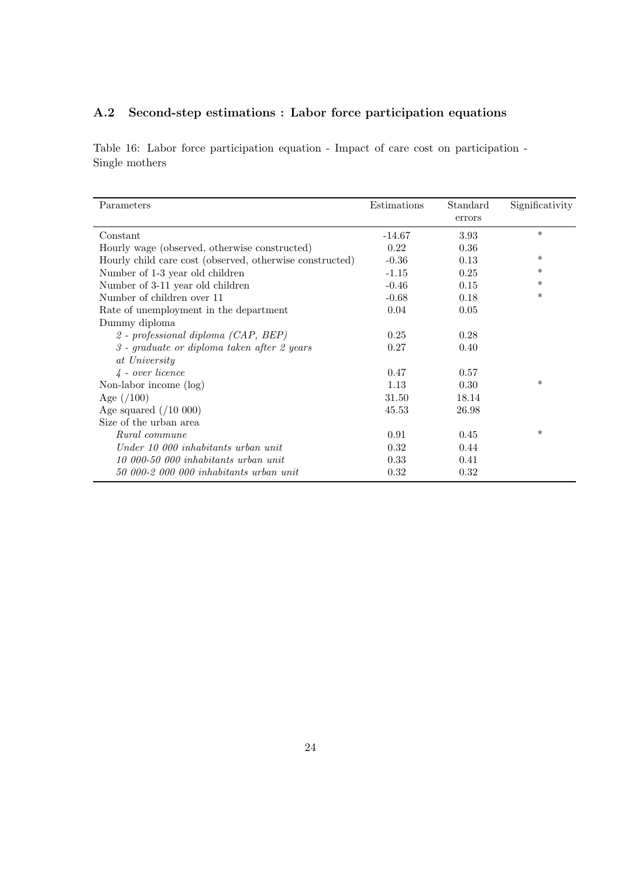## A.2 Second-step estimations : Labor force participation equations

Table 16: Labor force participation equation - Impact of care cost on participation - Single mothers

| Parameters | Estimations | Standard errors | Significativity |
|---|---|---|---|
| Constant | -14.67 | 3.93 | * |
| Hourly wage (observed, otherwise constructed) | 0.22 | 0.36 | |
| Hourly child care cost (observed, otherwise constructed) | -0.36 | 0.13 | * |
| Number of 1-3 year old children | -1.15 | 0.25 | * |
| Number of 3-11 year old children | -0.46 | 0.15 | * |
| Number of children over 11 | -0.68 | 0.18 | * |
| Rate of unemployment in the department | 0.04 | 0.05 | |
| Dummy diploma | | | |
| *2 - professional diploma (CAP, BEP)* | 0.25 | 0.28 | |
| *3 - graduate or diploma taken after 2 years at University* | 0.27 | 0.40 | |
| *4 - over licence* | 0.47 | 0.57 | |
| Non-labor income (log) | 1.13 | 0.30 | * |
| Age (/100) | 31.50 | 18.14 | |
| Age squared (/10 000) | 45.53 | 26.98 | |
| Size of the urban area | | | |
| *Rural commune* | 0.91 | 0.45 | * |
| *Under 10 000 inhabitants urban unit* | 0.32 | 0.44 | |
| *10 000-50 000 inhabitants urban unit* | 0.33 | 0.41 | |
| *50 000-2 000 000 inhabitants urban unit* | 0.32 | 0.32 | |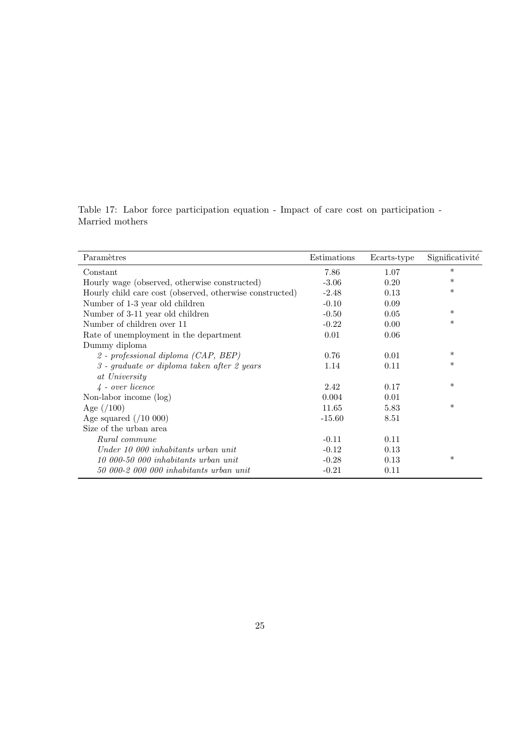Table 17: Labor force participation equation - Impact of care cost on participation - Married mothers

| Paramètres | Estimations | Ecarts-type | Significativité |
|---|---|---|---|
| Constant | 7.86 | 1.07 | * |
| Hourly wage (observed, otherwise constructed) | -3.06 | 0.20 | * |
| Hourly child care cost (observed, otherwise constructed) | -2.48 | 0.13 | * |
| Number of 1-3 year old children | -0.10 | 0.09 | |
| Number of 3-11 year old children | -0.50 | 0.05 | * |
| Number of children over 11 | -0.22 | 0.00 | * |
| Rate of unemployment in the department | 0.01 | 0.06 | |
| Dummy diploma | | | |
| *2 - professional diploma (CAP, BEP)* | 0.76 | 0.01 | * |
| *3 - graduate or diploma taken after 2 years at University* | 1.14 | 0.11 | * |
| *4 - over licence* | 2.42 | 0.17 | * |
| Non-labor income (log) | 0.004 | 0.01 | |
| Age (/100) | 11.65 | 5.83 | * |
| Age squared (/10 000) | -15.60 | 8.51 | |
| Size of the urban area | | | |
| *Rural commune* | -0.11 | 0.11 | |
| *Under 10 000 inhabitants urban unit* | -0.12 | 0.13 | |
| *10 000-50 000 inhabitants urban unit* | -0.28 | 0.13 | * |
| *50 000-2 000 000 inhabitants urban unit* | -0.21 | 0.11 | |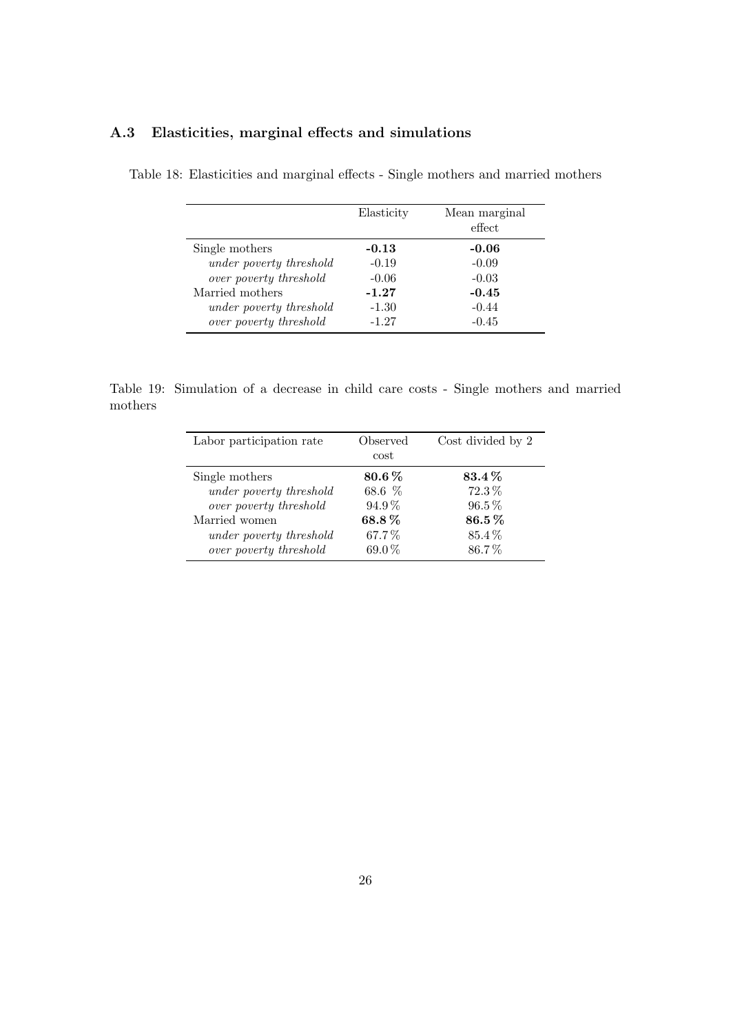### A.3 Elasticities, marginal effects and simulations

Table 18: Elasticities and marginal effects - Single mothers and married mothers

| | Elasticity | Mean marginal effect |
|---|---|---|
| Single mothers | **-0.13** | **-0.06** |
| *under poverty threshold* | -0.19 | -0.09 |
| *over poverty threshold* | -0.06 | -0.03 |
| Married mothers | **-1.27** | **-0.45** |
| *under poverty threshold* | -1.30 | -0.44 |
| *over poverty threshold* | -1.27 | -0.45 |

Table 19: Simulation of a decrease in child care costs - Single mothers and married mothers

| Labor participation rate | Observed cost | Cost divided by 2 |
|---|---|---|
| Single mothers | **80.6 %** | **83.4 %** |
| *under poverty threshold* | 68.6 % | 72.3 % |
| *over poverty threshold* | 94.9 % | 96.5 % |
| Married women | **68.8 %** | **86.5 %** |
| *under poverty threshold* | 67.7 % | 85.4 % |
| *over poverty threshold* | 69.0 % | 86.7 % |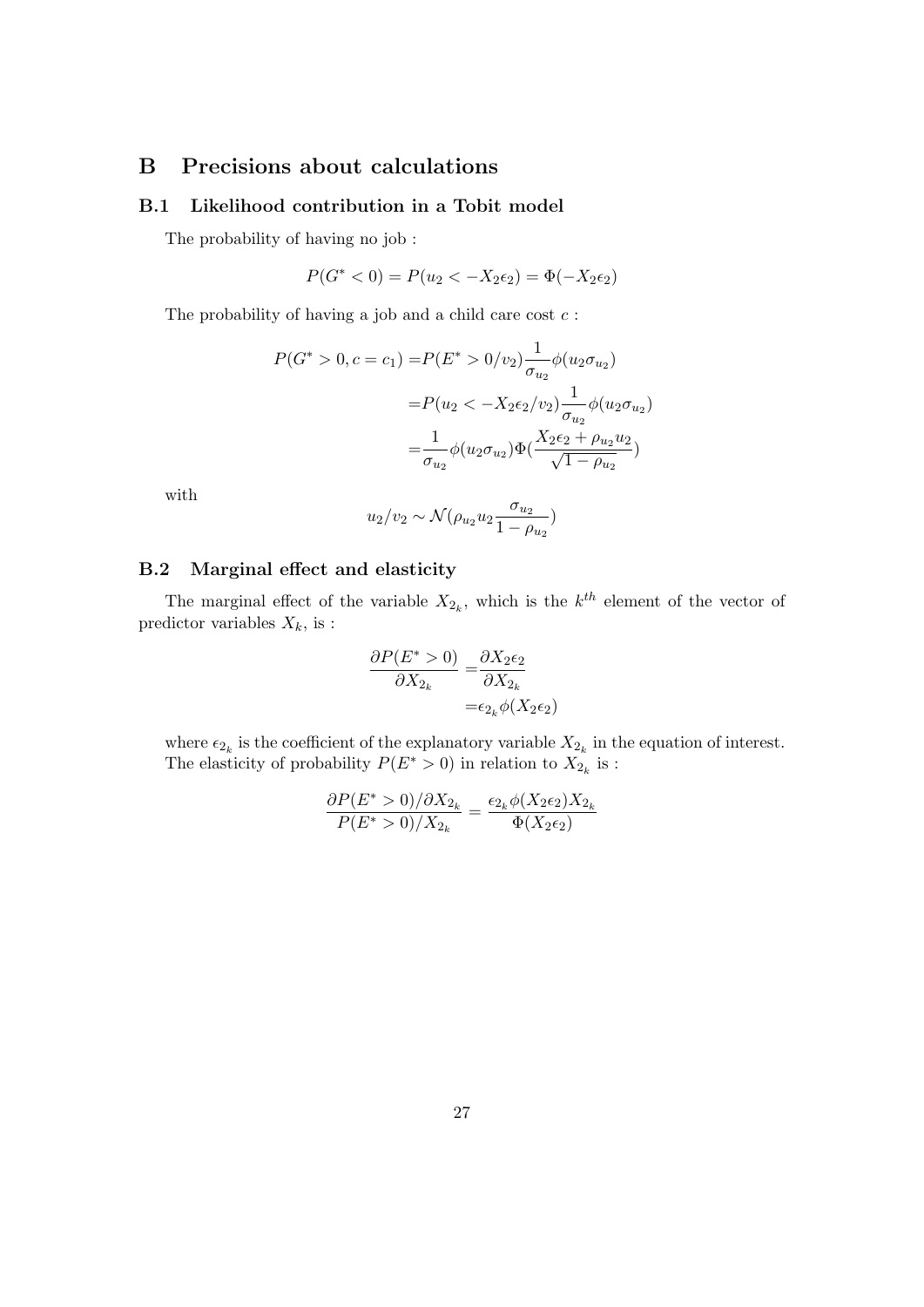# B Precisions about calculations

## B.1 Likelihood contribution in a Tobit model

The probability of having no job :

$$P(G^* < 0) = P(u_2 < -X_2\epsilon_2) = \Phi(-X_2\epsilon_2)$$

The probability of having a job and a child care cost $c$ :

$$\begin{aligned}
P(G^* > 0, c = c_1) =& P(E^* > 0/v_2)\frac{1}{\sigma_{u_2}}\phi(u_2\sigma_{u_2}) \\
=& P(u_2 < -X_2\epsilon_2/v_2)\frac{1}{\sigma_{u_2}}\phi(u_2\sigma_{u_2}) \\
=& \frac{1}{\sigma_{u_2}}\phi(u_2\sigma_{u_2})\Phi(\frac{X_2\epsilon_2 + \rho_{u_2}u_2}{\sqrt{1-\rho_{u_2}}})
\end{aligned}$$

with

$$u_2/v_2 \sim \mathcal{N}(\rho_{u_2}u_2\frac{\sigma_{u_2}}{1-\rho_{u_2}})$$

## B.2 Marginal effect and elasticity

The marginal effect of the variable $X_{2_k}$, which is the $k^{th}$ element of the vector of predictor variables $X_k$, is :

$$\begin{aligned}
\frac{\partial P(E^* > 0)}{\partial X_{2_k}} =& \frac{\partial X_2\epsilon_2}{\partial X_{2_k}} \\
=& \epsilon_{2_k}\phi(X_2\epsilon_2)
\end{aligned}$$

where $\epsilon_{2_k}$ is the coefficient of the explanatory variable $X_{2_k}$ in the equation of interest. The elasticity of probability $P(E^* > 0)$ in relation to $X_{2_k}$ is :

$$\frac{\partial P(E^* > 0)/\partial X_{2_k}}{P(E^* > 0)/X_{2_k}} = \frac{\epsilon_{2_k}\phi(X_2\epsilon_2)X_{2_k}}{\Phi(X_2\epsilon_2)}$$